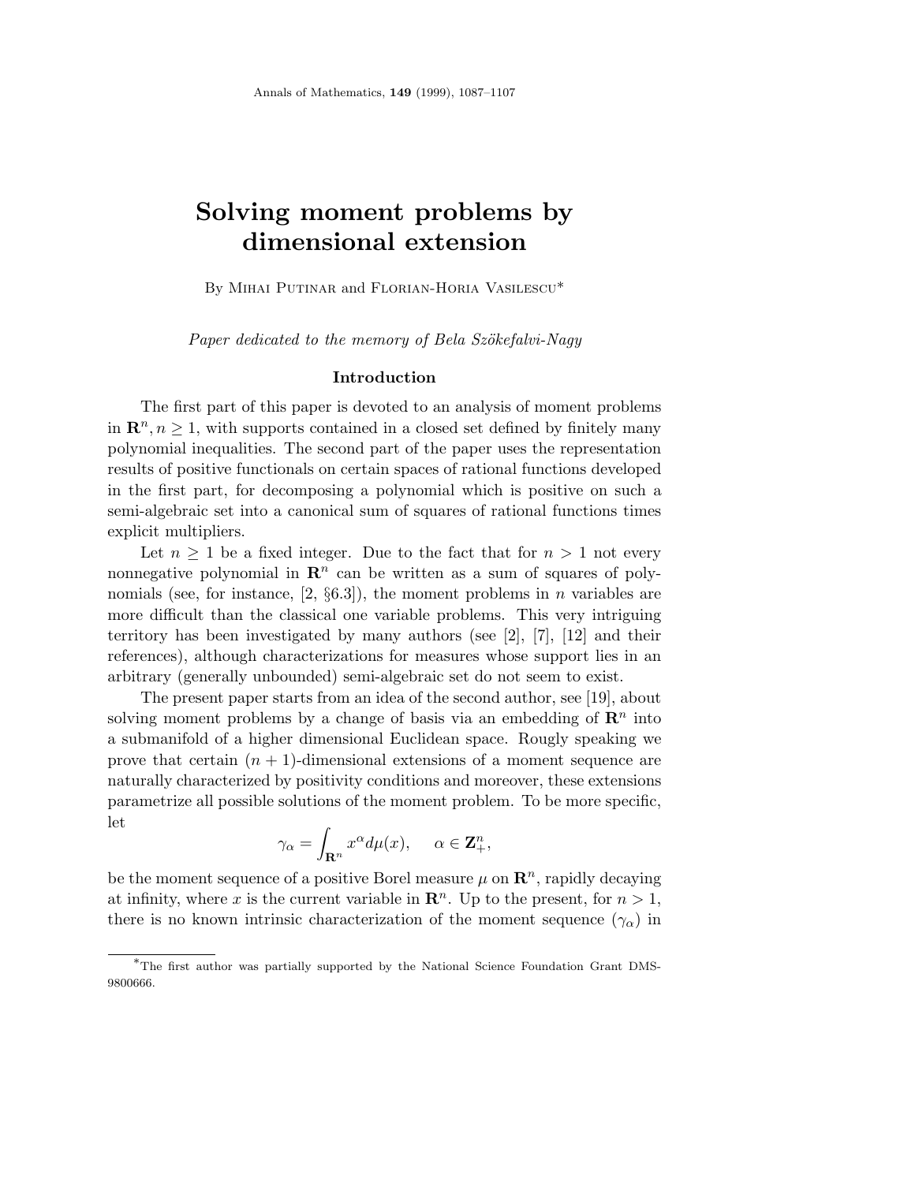# Solving moment problems by dimensional extension

By Mihai Putinar and Florian-Horia Vasilescu*

*Paper dedicated to the memory of Bela Szökefalvi-Nagy*

## Introduction

The first part of this paper is devoted to an analysis of moment problems in $\mathbf{R}^n, n \geq 1$, with supports contained in a closed set defined by finitely many polynomial inequalities. The second part of the paper uses the representation results of positive functionals on certain spaces of rational functions developed in the first part, for decomposing a polynomial which is positive on such a semi-algebraic set into a canonical sum of squares of rational functions times explicit multipliers.

Let $n \geq 1$ be a fixed integer. Due to the fact that for $n > 1$ not every nonnegative polynomial in $\mathbf{R}^n$ can be written as a sum of squares of polynomials (see, for instance, [2, §6.3]), the moment problems in $n$ variables are more difficult than the classical one variable problems. This very intriguing territory has been investigated by many authors (see [2], [7], [12] and their references), although characterizations for measures whose support lies in an arbitrary (generally unbounded) semi-algebraic set do not seem to exist.

The present paper starts from an idea of the second author, see [19], about solving moment problems by a change of basis via an embedding of $\mathbf{R}^n$ into a submanifold of a higher dimensional Euclidean space. Roughly speaking we prove that certain $(n+1)$-dimensional extensions of a moment sequence are naturally characterized by positivity conditions and moreover, these extensions parametrize all possible solutions of the moment problem. To be more specific, let

$$\gamma_\alpha = \int_{\mathbf{R}^n} x^\alpha d\mu(x), \qquad \alpha \in \mathbf{Z}^n_+,$$

be the moment sequence of a positive Borel measure $\mu$ on $\mathbf{R}^n$, rapidly decaying at infinity, where $x$ is the current variable in $\mathbf{R}^n$. Up to the present, for $n > 1$, there is no known intrinsic characterization of the moment sequence $(\gamma_\alpha)$ in

*The first author was partially supported by the National Science Foundation Grant DMS-9800666.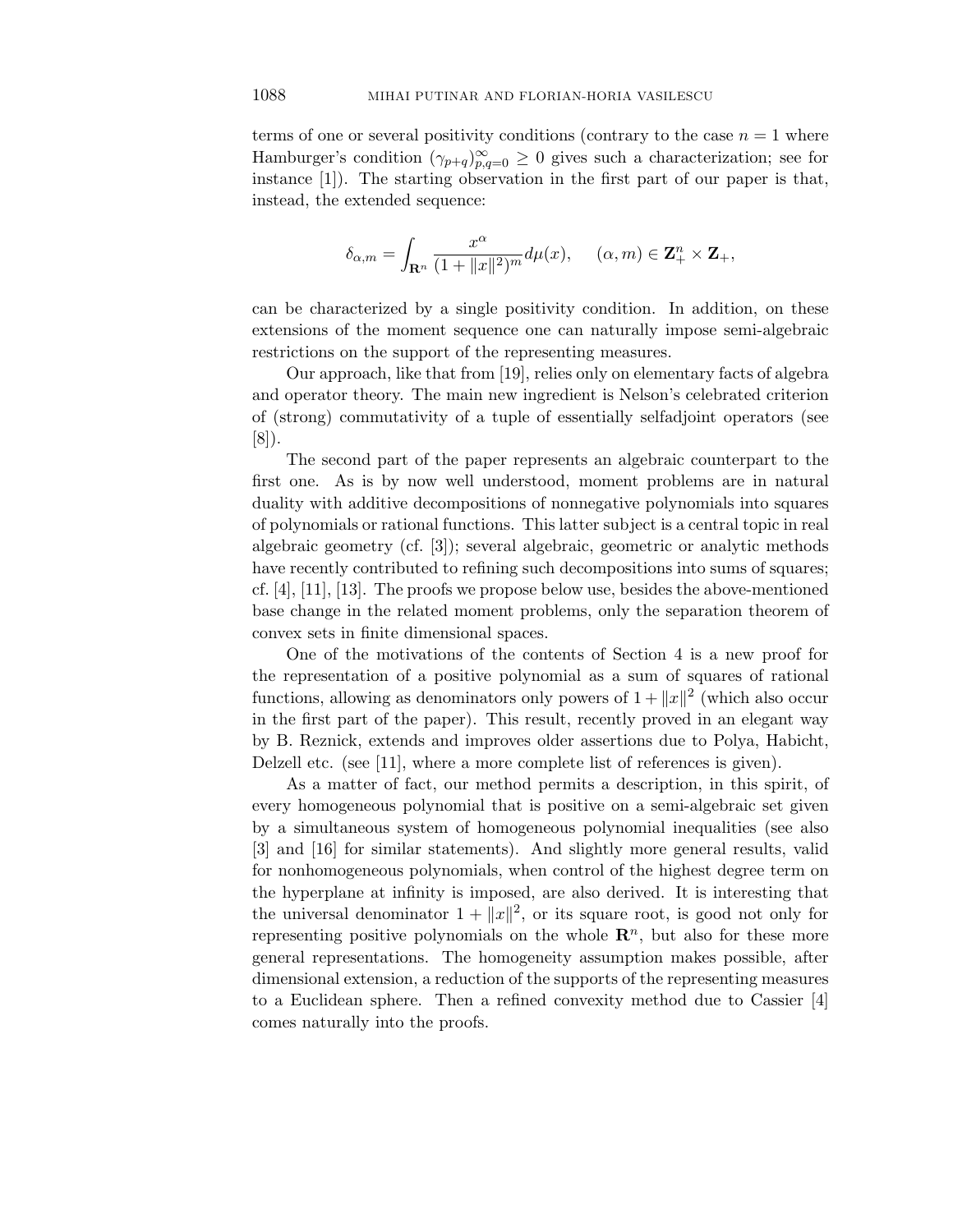terms of one or several positivity conditions (contrary to the case $n = 1$ where Hamburger's condition $(\gamma_{p+q})_{p,q=0}^{\infty} \geq 0$ gives such a characterization; see for instance [1]). The starting observation in the first part of our paper is that, instead, the extended sequence:

$$\delta_{\alpha,m} = \int_{\mathbf{R}^n} \frac{x^\alpha}{(1 + \|x\|^2)^m} d\mu(x), \quad (\alpha, m) \in \mathbf{Z}_+^n \times \mathbf{Z}_+,$$

can be characterized by a single positivity condition. In addition, on these extensions of the moment sequence one can naturally impose semi-algebraic restrictions on the support of the representing measures.

Our approach, like that from [19], relies only on elementary facts of algebra and operator theory. The main new ingredient is Nelson's celebrated criterion of (strong) commutativity of a tuple of essentially selfadjoint operators (see [8]).

The second part of the paper represents an algebraic counterpart to the first one. As is by now well understood, moment problems are in natural duality with additive decompositions of nonnegative polynomials into squares of polynomials or rational functions. This latter subject is a central topic in real algebraic geometry (cf. [3]); several algebraic, geometric or analytic methods have recently contributed to refining such decompositions into sums of squares; cf. [4], [11], [13]. The proofs we propose below use, besides the above-mentioned base change in the related moment problems, only the separation theorem of convex sets in finite dimensional spaces.

One of the motivations of the contents of Section 4 is a new proof for the representation of a positive polynomial as a sum of squares of rational functions, allowing as denominators only powers of $1 + \|x\|^2$ (which also occur in the first part of the paper). This result, recently proved in an elegant way by B. Reznick, extends and improves older assertions due to Polya, Habicht, Delzell etc. (see [11], where a more complete list of references is given).

As a matter of fact, our method permits a description, in this spirit, of every homogeneous polynomial that is positive on a semi-algebraic set given by a simultaneous system of homogeneous polynomial inequalities (see also [3] and [16] for similar statements). And slightly more general results, valid for nonhomogeneous polynomials, when control of the highest degree term on the hyperplane at infinity is imposed, are also derived. It is interesting that the universal denominator $1 + \|x\|^2$, or its square root, is good not only for representing positive polynomials on the whole $\mathbf{R}^n$, but also for these more general representations. The homogeneity assumption makes possible, after dimensional extension, a reduction of the supports of the representing measures to a Euclidean sphere. Then a refined convexity method due to Cassier [4] comes naturally into the proofs.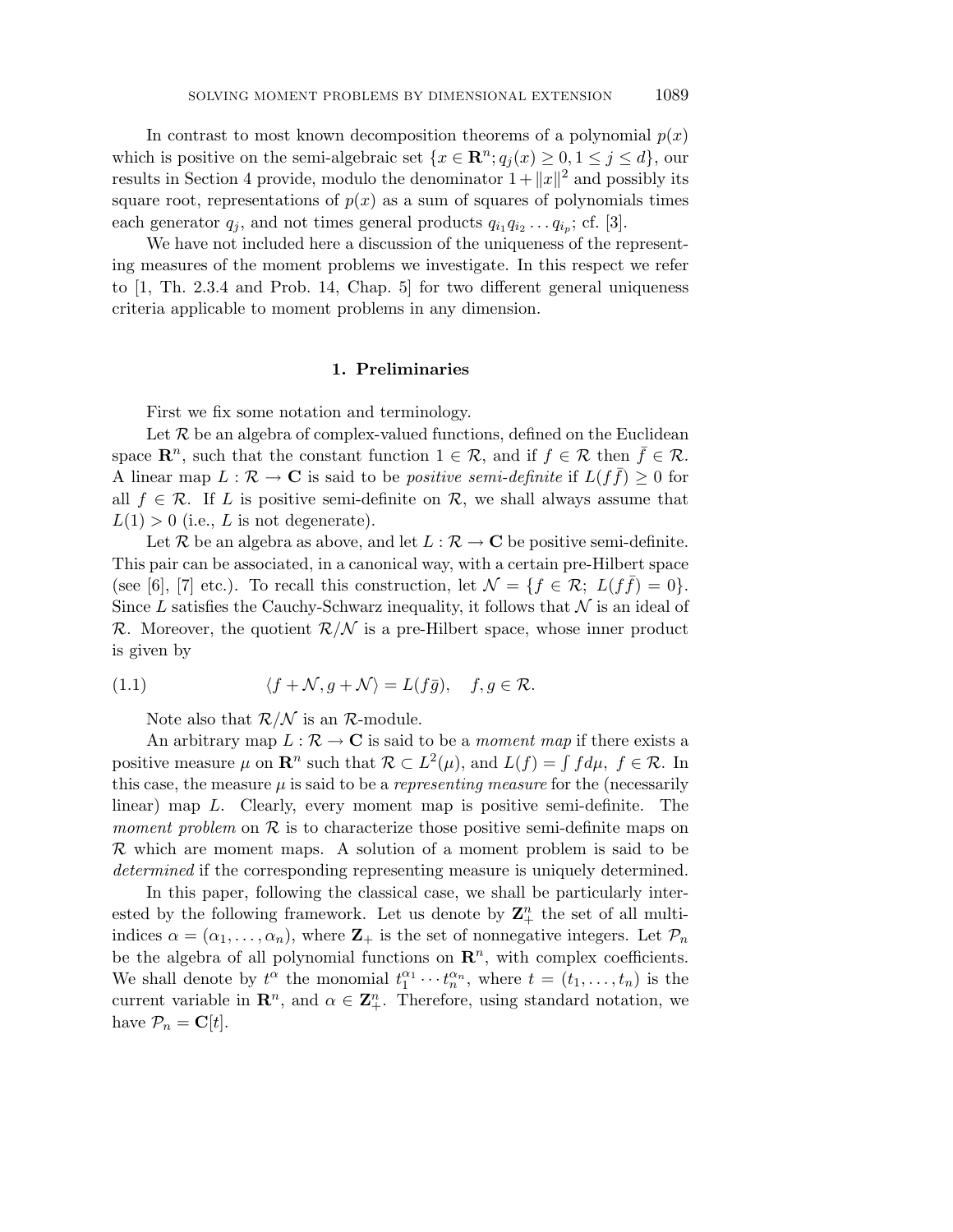In contrast to most known decomposition theorems of a polynomial $p(x)$ which is positive on the semi-algebraic set $\{x \in \mathbf{R}^n; q_j(x) \geq 0, 1 \leq j \leq d\}$, our results in Section 4 provide, modulo the denominator $1 + \|x\|^2$ and possibly its square root, representations of $p(x)$ as a sum of squares of polynomials times each generator $q_j$, and not times general products $q_{i_1} q_{i_2} \ldots q_{i_p}$; cf. [3].

We have not included here a discussion of the uniqueness of the representing measures of the moment problems we investigate. In this respect we refer to [1, Th. 2.3.4 and Prob. 14, Chap. 5] for two different general uniqueness criteria applicable to moment problems in any dimension.

## 1. Preliminaries

First we fix some notation and terminology.

Let $\mathcal{R}$ be an algebra of complex-valued functions, defined on the Euclidean space $\mathbf{R}^n$, such that the constant function $1 \in \mathcal{R}$, and if $f \in \mathcal{R}$ then $\bar{f} \in \mathcal{R}$. A linear map $L : \mathcal{R} \to \mathbf{C}$ is said to be *positive semi-definite* if $L(f\bar{f}) \geq 0$ for all $f \in \mathcal{R}$. If $L$ is positive semi-definite on $\mathcal{R}$, we shall always assume that $L(1) > 0$ (i.e., $L$ is not degenerate).

Let $\mathcal{R}$ be an algebra as above, and let $L : \mathcal{R} \to \mathbf{C}$ be positive semi-definite. This pair can be associated, in a canonical way, with a certain pre-Hilbert space (see [6], [7] etc.). To recall this construction, let $\mathcal{N} = \{f \in \mathcal{R};\ L(f\bar{f}) = 0\}$. Since $L$ satisfies the Cauchy-Schwarz inequality, it follows that $\mathcal{N}$ is an ideal of $\mathcal{R}$. Moreover, the quotient $\mathcal{R}/\mathcal{N}$ is a pre-Hilbert space, whose inner product is given by

$$\langle f + \mathcal{N}, g + \mathcal{N} \rangle = L(f\bar{g}), \quad f, g \in \mathcal{R}. \tag{1.1}$$

Note also that $\mathcal{R}/\mathcal{N}$ is an $\mathcal{R}$-module.

An arbitrary map $L : \mathcal{R} \to \mathbf{C}$ is said to be a *moment map* if there exists a positive measure $\mu$ on $\mathbf{R}^n$ such that $\mathcal{R} \subset L^2(\mu)$, and $L(f) = \int f d\mu,\ f \in \mathcal{R}$. In this case, the measure $\mu$ is said to be a *representing measure* for the (necessarily linear) map $L$. Clearly, every moment map is positive semi-definite. The *moment problem* on $\mathcal{R}$ is to characterize those positive semi-definite maps on $\mathcal{R}$ which are moment maps. A solution of a moment problem is said to be *determined* if the corresponding representing measure is uniquely determined.

In this paper, following the classical case, we shall be particularly interested by the following framework. Let us denote by $\mathbf{Z}_+^n$ the set of all multi-indices $\alpha = (\alpha_1, \ldots, \alpha_n)$, where $\mathbf{Z}_+$ is the set of nonnegative integers. Let $\mathcal{P}_n$ be the algebra of all polynomial functions on $\mathbf{R}^n$, with complex coefficients. We shall denote by $t^\alpha$ the monomial $t_1^{\alpha_1} \cdots t_n^{\alpha_n}$, where $t = (t_1, \ldots, t_n)$ is the current variable in $\mathbf{R}^n$, and $\alpha \in \mathbf{Z}_+^n$. Therefore, using standard notation, we have $\mathcal{P}_n = \mathbf{C}[t]$.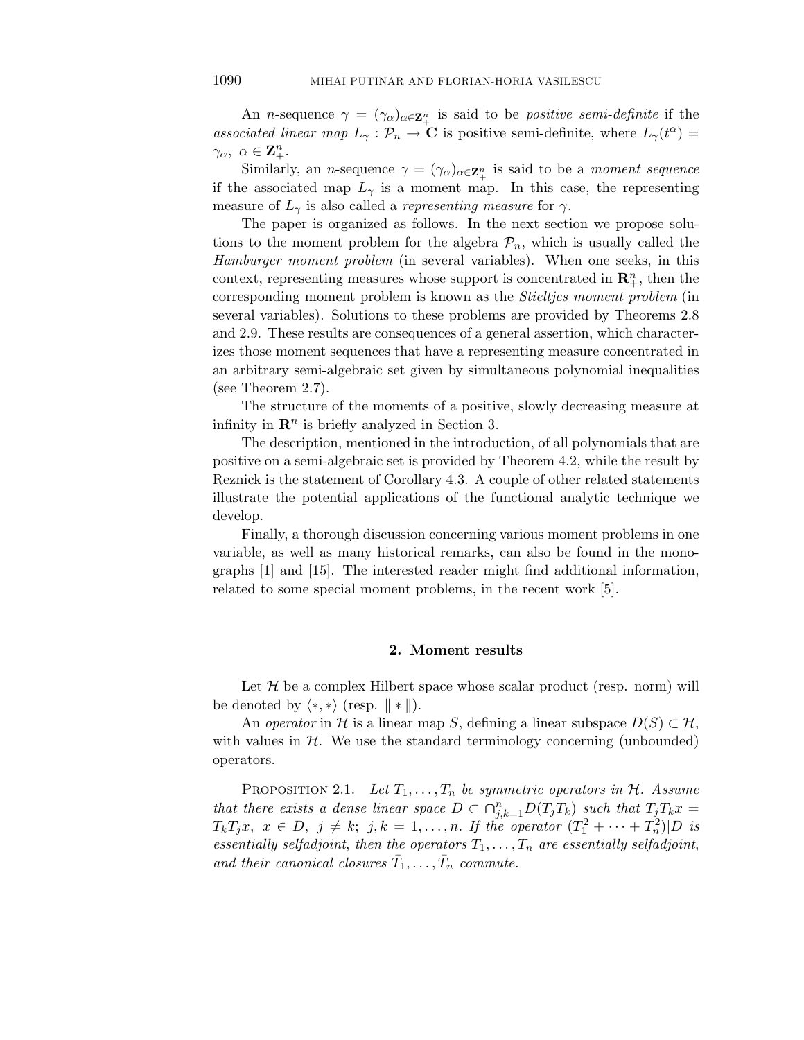An $n$-sequence $\gamma = (\gamma_\alpha)_{\alpha \in \mathbf{Z}_+^n}$ is said to be *positive semi-definite* if the *associated linear map* $L_\gamma : \mathcal{P}_n \to \mathbf{C}$ is positive semi-definite, where $L_\gamma(t^\alpha) = \gamma_\alpha,\ \alpha \in \mathbf{Z}_+^n$.

Similarly, an $n$-sequence $\gamma = (\gamma_\alpha)_{\alpha \in \mathbf{Z}_+^n}$ is said to be a *moment sequence* if the associated map $L_\gamma$ is a moment map. In this case, the representing measure of $L_\gamma$ is also called a *representing measure* for $\gamma$.

The paper is organized as follows. In the next section we propose solutions to the moment problem for the algebra $\mathcal{P}_n$, which is usually called the *Hamburger moment problem* (in several variables). When one seeks, in this context, representing measures whose support is concentrated in $\mathbf{R}_+^n$, then the corresponding moment problem is known as the *Stieltjes moment problem* (in several variables). Solutions to these problems are provided by Theorems 2.8 and 2.9. These results are consequences of a general assertion, which characterizes those moment sequences that have a representing measure concentrated in an arbitrary semi-algebraic set given by simultaneous polynomial inequalities (see Theorem 2.7).

The structure of the moments of a positive, slowly decreasing measure at infinity in $\mathbf{R}^n$ is briefly analyzed in Section 3.

The description, mentioned in the introduction, of all polynomials that are positive on a semi-algebraic set is provided by Theorem 4.2, while the result by Reznick is the statement of Corollary 4.3. A couple of other related statements illustrate the potential applications of the functional analytic technique we develop.

Finally, a thorough discussion concerning various moment problems in one variable, as well as many historical remarks, can also be found in the monographs [1] and [15]. The interested reader might find additional information, related to some special moment problems, in the recent work [5].

## 2. Moment results

Let $\mathcal{H}$ be a complex Hilbert space whose scalar product (resp. norm) will be denoted by $\langle *, * \rangle$ (resp. $\| * \|$).

An *operator* in $\mathcal{H}$ is a linear map $S$, defining a linear subspace $D(S) \subset \mathcal{H}$, with values in $\mathcal{H}$. We use the standard terminology concerning (unbounded) operators.

Proposition 2.1. *Let $T_1, \ldots, T_n$ be symmetric operators in $\mathcal{H}$. Assume that there exists a dense linear space $D \subset \cap_{j,k=1}^n D(T_j T_k)$ such that $T_j T_k x = T_k T_j x,\ x \in D,\ j \neq k;\ j, k = 1, \ldots, n$. If the operator $(T_1^2 + \cdots + T_n^2)|D$ is essentially selfadjoint, then the operators $T_1, \ldots, T_n$ are essentially selfadjoint, and their canonical closures $\bar{T}_1, \ldots, \bar{T}_n$ commute.*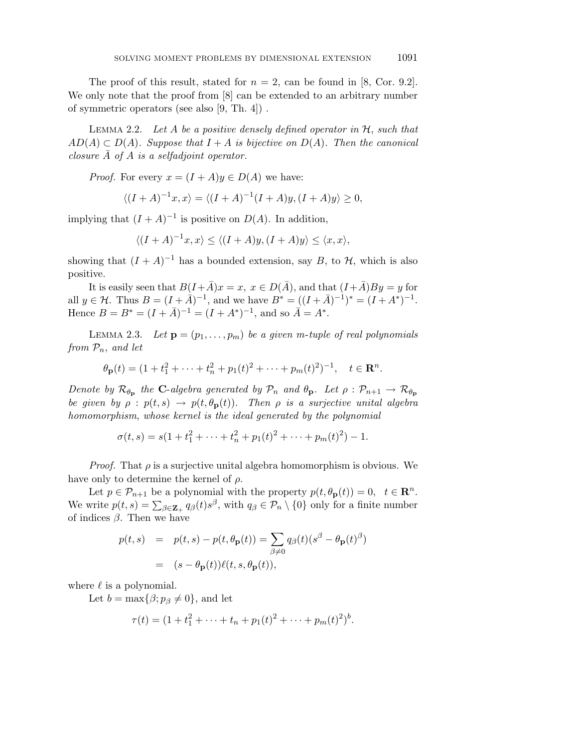The proof of this result, stated for $n = 2$, can be found in [8, Cor. 9.2]. We only note that the proof from [8] can be extended to an arbitrary number of symmetric operators (see also [9, Th. 4]) .

Lemma 2.2. *Let $A$ be a positive densely defined operator in $\mathcal{H}$, such that $AD(A) \subset D(A)$. Suppose that $I + A$ is bijective on $D(A)$. Then the canonical closure $\bar{A}$ of $A$ is a selfadjoint operator.*

*Proof.* For every $x = (I + A)y \in D(A)$ we have:

$$\langle (I + A)^{-1}x, x\rangle = \langle (I + A)^{-1}(I + A)y, (I + A)y\rangle \geq 0,$$

implying that $(I + A)^{-1}$ is positive on $D(A)$. In addition,

$$\langle (I + A)^{-1}x, x\rangle \leq \langle (I + A)y, (I + A)y\rangle \leq \langle x, x\rangle,$$

showing that $(I + A)^{-1}$ has a bounded extension, say $B$, to $\mathcal{H}$, which is also positive.

It is easily seen that $B(I+\bar{A})x = x,\ x \in D(\bar{A})$, and that $(I+\bar{A})By = y$ for all $y \in \mathcal{H}$. Thus $B = (I + \bar{A})^{-1}$, and we have $B^* = ((I + \bar{A})^{-1})^* = (I + A^*)^{-1}$. Hence $B = B^* = (I + \bar{A})^{-1} = (I + A^*)^{-1}$, and so $\bar{A} = A^*$.

Lemma 2.3. *Let $\mathbf{p} = (p_1, \dots, p_m)$ be a given $m$-tuple of real polynomials from $\mathcal{P}_n$, and let*

$$\theta_{\mathbf{p}}(t) = (1 + t_1^2 + \cdots + t_n^2 + p_1(t)^2 + \cdots + p_m(t)^2)^{-1}, \quad t \in \mathbf{R}^n.$$

*Denote by $\mathcal{R}_{\theta_{\mathbf{p}}}$ the $\mathbf{C}$-algebra generated by $\mathcal{P}_n$ and $\theta_{\mathbf{p}}$. Let $\rho : \mathcal{P}_{n+1} \to \mathcal{R}_{\theta_{\mathbf{p}}}$ be given by $\rho : p(t, s) \to p(t, \theta_{\mathbf{p}}(t))$. Then $\rho$ is a surjective unital algebra homomorphism, whose kernel is the ideal generated by the polynomial*

$$\sigma(t, s) = s(1 + t_1^2 + \cdots + t_n^2 + p_1(t)^2 + \cdots + p_m(t)^2) - 1.$$

*Proof.* That $\rho$ is a surjective unital algebra homomorphism is obvious. We have only to determine the kernel of $\rho$.

Let $p \in \mathcal{P}_{n+1}$ be a polynomial with the property $p(t, \theta_{\mathbf{p}}(t)) = 0,\quad t \in \mathbf{R}^n$. We write $p(t, s) = \sum_{\beta\in\mathbf{Z}_+} q_\beta(t)s^\beta$, with $q_\beta \in \mathcal{P}_n \setminus \{0\}$ only for a finite number of indices $\beta$. Then we have

$$\begin{aligned} p(t, s) &= p(t, s) - p(t, \theta_{\mathbf{p}}(t)) = \sum_{\beta\neq 0} q_\beta(t)(s^\beta - \theta_{\mathbf{p}}(t)^\beta) \\ &= (s - \theta_{\mathbf{p}}(t))\ell(t, s, \theta_{\mathbf{p}}(t)), \end{aligned}$$

where $\ell$ is a polynomial.

Let $b = \max\{\beta; p_\beta \neq 0\}$, and let

$$\tau(t) = (1 + t_1^2 + \cdots + t_n + p_1(t)^2 + \cdots + p_m(t)^2)^b.$$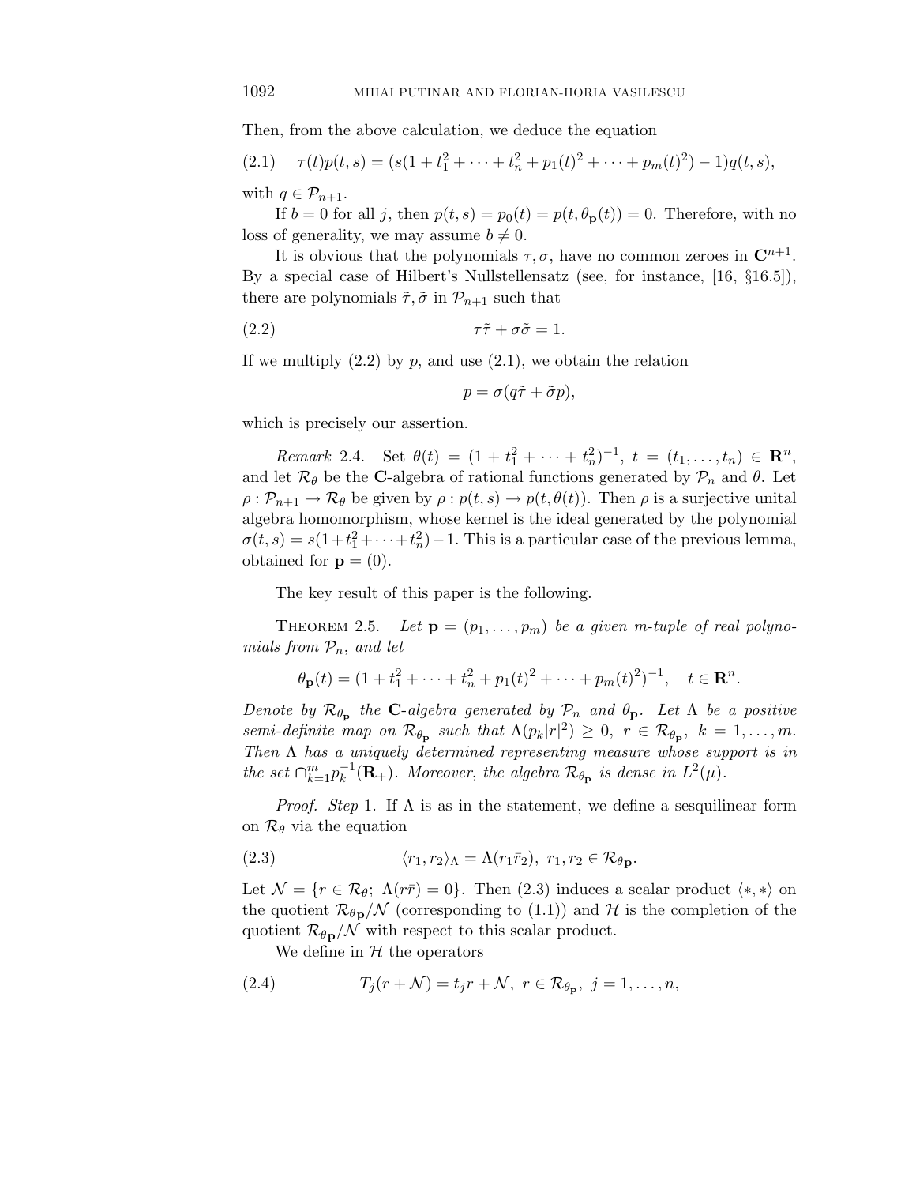Then, from the above calculation, we deduce the equation

$$\tau(t)p(t,s) = (s(1+t_1^2+\cdots+t_n^2+p_1(t)^2+\cdots+p_m(t)^2)-1)q(t,s), \tag{2.1}$$

with $q \in \mathcal{P}_{n+1}$.

If $b = 0$ for all $j$, then $p(t,s) = p_0(t) = p(t, \theta_{\mathbf{p}}(t)) = 0$. Therefore, with no loss of generality, we may assume $b \neq 0$.

It is obvious that the polynomials $\tau, \sigma$, have no common zeroes in $\mathbf{C}^{n+1}$. By a special case of Hilbert's Nullstellensatz (see, for instance, [16, §16.5]), there are polynomials $\tilde{\tau}, \tilde{\sigma}$ in $\mathcal{P}_{n+1}$ such that

$$\tau\tilde{\tau} + \sigma\tilde{\sigma} = 1. \tag{2.2}$$

If we multiply (2.2) by $p$, and use (2.1), we obtain the relation

$$p = \sigma(q\tilde{\tau} + \tilde{\sigma}p),$$

which is precisely our assertion.

*Remark* 2.4. Set $\theta(t) = (1+t_1^2+\cdots+t_n^2)^{-1}$, $t = (t_1,\ldots,t_n) \in \mathbf{R}^n$, and let $\mathcal{R}_\theta$ be the $\mathbf{C}$-algebra of rational functions generated by $\mathcal{P}_n$ and $\theta$. Let $\rho : \mathcal{P}_{n+1} \to \mathcal{R}_\theta$ be given by $\rho : p(t,s) \to p(t,\theta(t))$. Then $\rho$ is a surjective unital algebra homomorphism, whose kernel is the ideal generated by the polynomial $\sigma(t,s) = s(1+t_1^2+\cdots+t_n^2)-1$. This is a particular case of the previous lemma, obtained for $\mathbf{p} = (0)$.

The key result of this paper is the following.

THEOREM 2.5. *Let $\mathbf{p} = (p_1,\ldots,p_m)$ be a given $m$-tuple of real polynomials from $\mathcal{P}_n$, and let*

$$\theta_{\mathbf{p}}(t) = (1+t_1^2+\cdots+t_n^2+p_1(t)^2+\cdots+p_m(t)^2)^{-1}, \quad t \in \mathbf{R}^n.$$

*Denote by $\mathcal{R}_{\theta_{\mathbf{p}}}$ the $\mathbf{C}$-algebra generated by $\mathcal{P}_n$ and $\theta_{\mathbf{p}}$. Let $\Lambda$ be a positive semi-definite map on $\mathcal{R}_{\theta_{\mathbf{p}}}$ such that $\Lambda(p_k|r|^2) \geq 0$, $r \in \mathcal{R}_{\theta_{\mathbf{p}}}$, $k = 1,\ldots,m$. Then $\Lambda$ has a uniquely determined representing measure whose support is in the set $\cap_{k=1}^m p_k^{-1}(\mathbf{R}_+)$. Moreover, the algebra $\mathcal{R}_{\theta_{\mathbf{p}}}$ is dense in $L^2(\mu)$.*

*Proof. Step* 1. If $\Lambda$ is as in the statement, we define a sesquilinear form on $\mathcal{R}_\theta$ via the equation

$$\langle r_1, r_2\rangle_\Lambda = \Lambda(r_1\bar{r}_2),\ r_1, r_2 \in \mathcal{R}_{\theta_{\mathbf{p}}}. \tag{2.3}$$

Let $\mathcal{N} = \{r \in \mathcal{R}_\theta;\ \Lambda(r\bar{r}) = 0\}$. Then (2.3) induces a scalar product $\langle *, * \rangle$ on the quotient $\mathcal{R}_{\theta_{\mathbf{p}}}/\mathcal{N}$ (corresponding to (1.1)) and $\mathcal{H}$ is the completion of the quotient $\mathcal{R}_{\theta_{\mathbf{p}}}/\mathcal{N}$ with respect to this scalar product.

We define in $\mathcal{H}$ the operators

$$T_j(r+\mathcal{N}) = t_j r + \mathcal{N},\ r \in \mathcal{R}_{\theta_{\mathbf{p}}},\ j = 1,\ldots,n, \tag{2.4}$$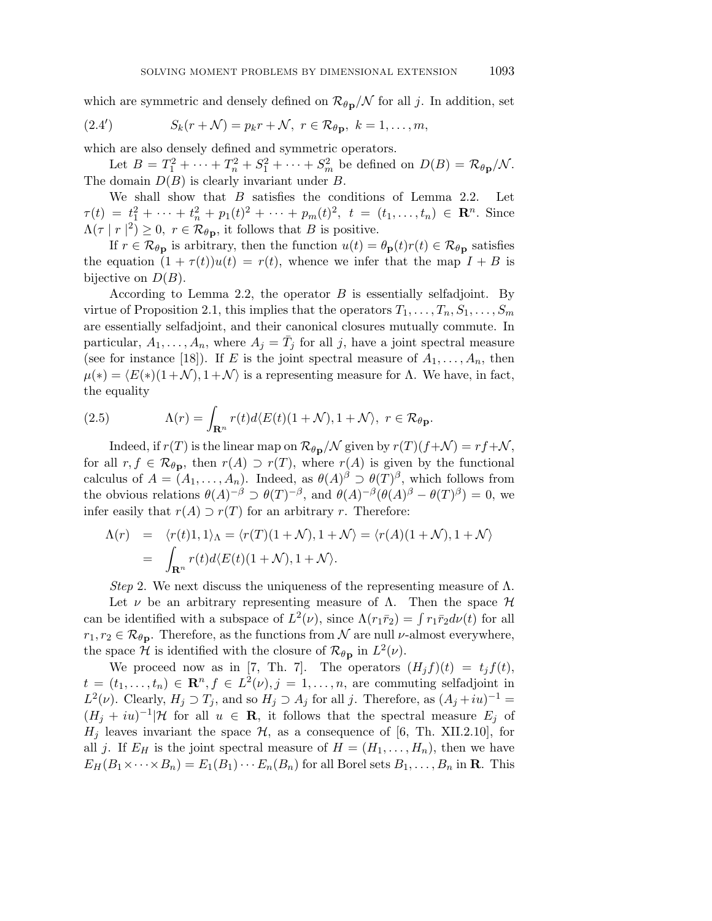which are symmetric and densely defined on $\mathcal{R}_{\theta_{\mathbf{p}}}/\mathcal{N}$ for all $j$. In addition, set

$$S_k(r + \mathcal{N}) = p_k r + \mathcal{N},\ r \in \mathcal{R}_{\theta_{\mathbf{p}}},\ k = 1, \dots, m, \tag{2.4$'$}$$

which are also densely defined and symmetric operators.

Let $B = T_1^2 + \cdots + T_n^2 + S_1^2 + \cdots + S_m^2$ be defined on $D(B) = \mathcal{R}_{\theta_{\mathbf{p}}}/\mathcal{N}$. The domain $D(B)$ is clearly invariant under $B$.

We shall show that $B$ satisfies the conditions of Lemma 2.2. Let $\tau(t) = t_1^2 + \cdots + t_n^2 + p_1(t)^2 + \cdots + p_m(t)^2$, $t = (t_1, \dots, t_n) \in \mathbf{R}^n$. Since $\Lambda(\tau \mid r \mid^2) \geq 0$, $r \in \mathcal{R}_{\theta_{\mathbf{p}}}$, it follows that $B$ is positive.

If $r \in \mathcal{R}_{\theta_{\mathbf{p}}}$ is arbitrary, then the function $u(t) = \theta_{\mathbf{p}}(t) r(t) \in \mathcal{R}_{\theta_{\mathbf{p}}}$ satisfies the equation $(1 + \tau(t))u(t) = r(t)$, whence we infer that the map $I + B$ is bijective on $D(B)$.

According to Lemma 2.2, the operator $B$ is essentially selfadjoint. By virtue of Proposition 2.1, this implies that the operators $T_1, \dots, T_n, S_1, \dots, S_m$ are essentially selfadjoint, and their canonical closures mutually commute. In particular, $A_1, \dots, A_n$, where $A_j = \bar{T}_j$ for all $j$, have a joint spectral measure (see for instance [18]). If $E$ is the joint spectral measure of $A_1, \dots, A_n$, then $\mu(*) = \langle E(*)(1+\mathcal{N}), 1+\mathcal{N}\rangle$ is a representing measure for $\Lambda$. We have, in fact, the equality

$$\Lambda(r) = \int_{\mathbf{R}^n} r(t) d\langle E(t)(1+\mathcal{N}), 1+\mathcal{N}\rangle,\ r \in \mathcal{R}_{\theta_{\mathbf{p}}}. \tag{2.5}$$

Indeed, if $r(T)$ is the linear map on $\mathcal{R}_{\theta_{\mathbf{p}}}/\mathcal{N}$ given by $r(T)(f+\mathcal{N}) = rf + \mathcal{N}$, for all $r, f \in \mathcal{R}_{\theta_{\mathbf{p}}}$, then $r(A) \supset r(T)$, where $r(A)$ is given by the functional calculus of $A = (A_1, \dots, A_n)$. Indeed, as $\theta(A)^\beta \supset \theta(T)^\beta$, which follows from the obvious relations $\theta(A)^{-\beta} \supset \theta(T)^{-\beta}$, and $\theta(A)^{-\beta}(\theta(A)^\beta - \theta(T)^\beta) = 0$, we infer easily that $r(A) \supset r(T)$ for an arbitrary $r$. Therefore:

$$\begin{aligned}
\Lambda(r) &= \langle r(t)1, 1\rangle_\Lambda = \langle r(T)(1+\mathcal{N}), 1+\mathcal{N}\rangle = \langle r(A)(1+\mathcal{N}), 1+\mathcal{N}\rangle \\
&= \int_{\mathbf{R}^n} r(t) d\langle E(t)(1+\mathcal{N}), 1+\mathcal{N}\rangle.
\end{aligned}$$

*Step* 2. We next discuss the uniqueness of the representing measure of $\Lambda$.

Let $\nu$ be an arbitrary representing measure of $\Lambda$. Then the space $\mathcal{H}$ can be identified with a subspace of $L^2(\nu)$, since $\Lambda(r_1\bar{r}_2) = \int r_1 \bar{r}_2 d\nu(t)$ for all $r_1, r_2 \in \mathcal{R}_{\theta_{\mathbf{p}}}$. Therefore, as the functions from $\mathcal{N}$ are null $\nu$-almost everywhere, the space $\mathcal{H}$ is identified with the closure of $\mathcal{R}_{\theta_{\mathbf{p}}}$ in $L^2(\nu)$.

We proceed now as in [7, Th. 7]. The operators $(H_j f)(t) = t_j f(t)$, $t = (t_1, \dots, t_n) \in \mathbf{R}^n, f \in L^2(\nu), j = 1, \dots, n$, are commuting selfadjoint in $L^2(\nu)$. Clearly, $H_j \supset T_j$, and so $H_j \supset A_j$ for all $j$. Therefore, as $(A_j + iu)^{-1} = (H_j + iu)^{-1}|\mathcal{H}$ for all $u \in \mathbf{R}$, it follows that the spectral measure $E_j$ of $H_j$ leaves invariant the space $\mathcal{H}$, as a consequence of [6, Th. XII.2.10], for all $j$. If $E_H$ is the joint spectral measure of $H = (H_1, \dots, H_n)$, then we have $E_H(B_1 \times \cdots \times B_n) = E_1(B_1) \cdots E_n(B_n)$ for all Borel sets $B_1, \dots, B_n$ in $\mathbf{R}$. This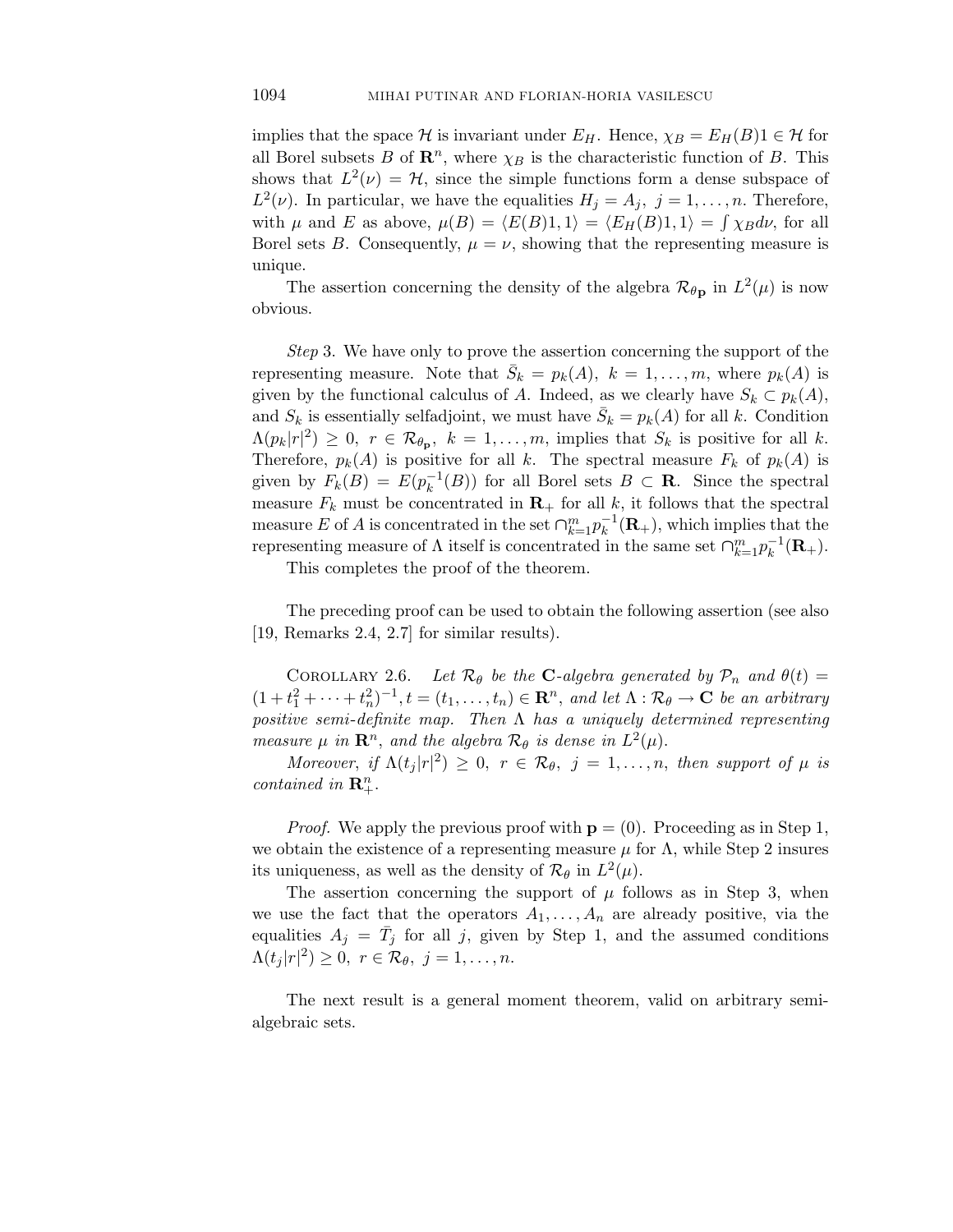implies that the space $\mathcal{H}$ is invariant under $E_H$. Hence, $\chi_B = E_H(B)1 \in \mathcal{H}$ for all Borel subsets $B$ of $\mathbf{R}^n$, where $\chi_B$ is the characteristic function of $B$. This shows that $L^2(\nu) = \mathcal{H}$, since the simple functions form a dense subspace of $L^2(\nu)$. In particular, we have the equalities $H_j = A_j$, $j = 1, \ldots, n$. Therefore, with $\mu$ and $E$ as above, $\mu(B) = \langle E(B)1, 1\rangle = \langle E_H(B)1, 1\rangle = \int \chi_B d\nu$, for all Borel sets $B$. Consequently, $\mu = \nu$, showing that the representing measure is unique.

The assertion concerning the density of the algebra $\mathcal{R}_{\theta_{\mathbf{p}}}$ in $L^2(\mu)$ is now obvious.

*Step* 3. We have only to prove the assertion concerning the support of the representing measure. Note that $\bar{S}_k = p_k(A)$, $k = 1, \ldots, m$, where $p_k(A)$ is given by the functional calculus of $A$. Indeed, as we clearly have $S_k \subset p_k(A)$, and $S_k$ is essentially selfadjoint, we must have $\bar{S}_k = p_k(A)$ for all $k$. Condition $\Lambda(p_k|r|^2) \geq 0$, $r \in \mathcal{R}_{\theta_{\mathbf{p}}}$, $k = 1, \ldots, m$, implies that $S_k$ is positive for all $k$. Therefore, $p_k(A)$ is positive for all $k$. The spectral measure $F_k$ of $p_k(A)$ is given by $F_k(B) = E(p_k^{-1}(B))$ for all Borel sets $B \subset \mathbf{R}$. Since the spectral measure $F_k$ must be concentrated in $\mathbf{R}_+$ for all $k$, it follows that the spectral measure $E$ of $A$ is concentrated in the set $\cap_{k=1}^m p_k^{-1}(\mathbf{R}_+)$, which implies that the representing measure of $\Lambda$ itself is concentrated in the same set $\cap_{k=1}^m p_k^{-1}(\mathbf{R}_+)$.

This completes the proof of the theorem.

The preceding proof can be used to obtain the following assertion (see also [19, Remarks 2.4, 2.7] for similar results).

COROLLARY 2.6. *Let $\mathcal{R}_\theta$ be the $\mathbf{C}$-algebra generated by $\mathcal{P}_n$ and $\theta(t) = (1 + t_1^2 + \cdots + t_n^2)^{-1}, t = (t_1, \ldots, t_n) \in \mathbf{R}^n$, and let $\Lambda : \mathcal{R}_\theta \to \mathbf{C}$ be an arbitrary positive semi-definite map. Then $\Lambda$ has a uniquely determined representing measure $\mu$ in $\mathbf{R}^n$, and the algebra $\mathcal{R}_\theta$ is dense in $L^2(\mu)$.*

*Moreover, if $\Lambda(t_j|r|^2) \geq 0$, $r \in \mathcal{R}_\theta$, $j = 1, \ldots, n$, then support of $\mu$ is contained in $\mathbf{R}_+^n$.*

*Proof.* We apply the previous proof with $\mathbf{p} = (0)$. Proceeding as in Step 1, we obtain the existence of a representing measure $\mu$ for $\Lambda$, while Step 2 insures its uniqueness, as well as the density of $\mathcal{R}_\theta$ in $L^2(\mu)$.

The assertion concerning the support of $\mu$ follows as in Step 3, when we use the fact that the operators $A_1, \ldots, A_n$ are already positive, via the equalities $A_j = \bar{T}_j$ for all $j$, given by Step 1, and the assumed conditions $\Lambda(t_j|r|^2) \geq 0$, $r \in \mathcal{R}_\theta$, $j = 1, \ldots, n$.

The next result is a general moment theorem, valid on arbitrary semi-algebraic sets.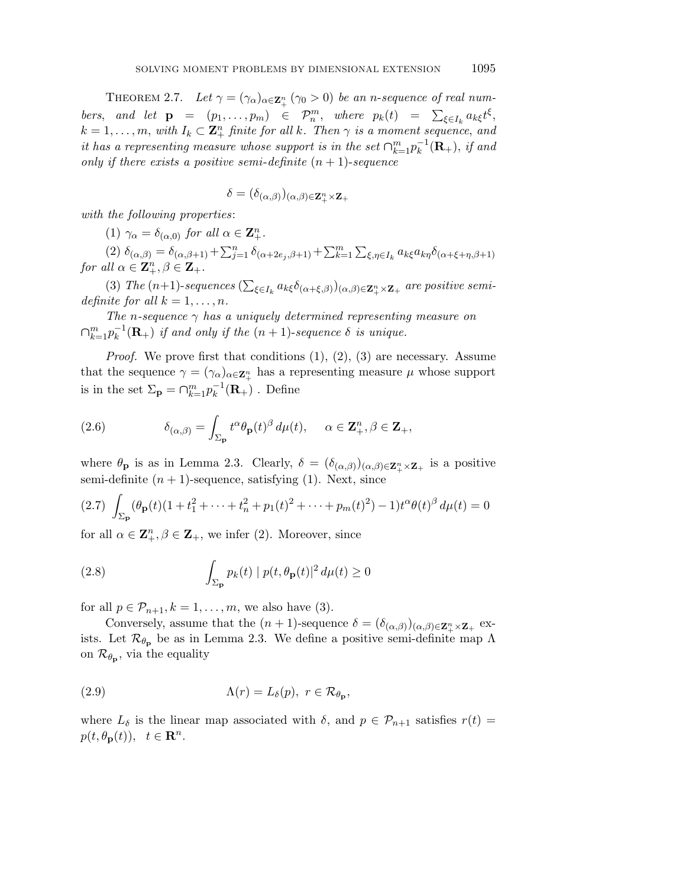THEOREM 2.7. *Let $\gamma = (\gamma_\alpha)_{\alpha \in \mathbf{Z}_+^n}$ ($\gamma_0 > 0$) be an $n$-sequence of real numbers, and let $\mathbf{p} = (p_1, \ldots, p_m) \in \mathcal{P}_n^m$, where $p_k(t) = \sum_{\xi \in I_k} a_{k\xi} t^\xi$, $k = 1, \ldots, m$, with $I_k \subset \mathbf{Z}_+^n$ finite for all $k$. Then $\gamma$ is a moment sequence, and it has a representing measure whose support is in the set $\cap_{k=1}^m p_k^{-1}(\mathbf{R}_+)$, if and only if there exists a positive semi-definite $(n+1)$-sequence*

$$\delta = (\delta_{(\alpha,\beta)})_{(\alpha,\beta) \in \mathbf{Z}_+^n \times \mathbf{Z}_+}$$

*with the following properties*:

(1) $\gamma_\alpha = \delta_{(\alpha,0)}$ *for all* $\alpha \in \mathbf{Z}_+^n$.

(2) $\delta_{(\alpha,\beta)} = \delta_{(\alpha,\beta+1)} + \sum_{j=1}^n \delta_{(\alpha+2e_j,\beta+1)} + \sum_{k=1}^m \sum_{\xi,\eta \in I_k} a_{k\xi} a_{k\eta} \delta_{(\alpha+\xi+\eta,\beta+1)}$ *for all* $\alpha \in \mathbf{Z}_+^n, \beta \in \mathbf{Z}_+$.

(3) *The $(n+1)$-sequences $(\sum_{\xi \in I_k} a_{k\xi} \delta_{(\alpha+\xi,\beta)})_{(\alpha,\beta) \in \mathbf{Z}_+^n \times \mathbf{Z}_+}$ are positive semi-definite for all $k = 1, \ldots, n$.*

*The $n$-sequence $\gamma$ has a uniquely determined representing measure on $\cap_{k=1}^m p_k^{-1}(\mathbf{R}_+)$ if and only if the $(n+1)$-sequence $\delta$ is unique.*

*Proof.* We prove first that conditions (1), (2), (3) are necessary. Assume that the sequence $\gamma = (\gamma_\alpha)_{\alpha \in \mathbf{Z}_+^n}$ has a representing measure $\mu$ whose support is in the set $\Sigma_{\mathbf{p}} = \cap_{k=1}^m p_k^{-1}(\mathbf{R}_+)$ . Define

$$\delta_{(\alpha,\beta)} = \int_{\Sigma_{\mathbf{p}}} t^\alpha \theta_{\mathbf{p}}(t)^\beta \, d\mu(t), \qquad \alpha \in \mathbf{Z}_+^n, \beta \in \mathbf{Z}_+, \tag{2.6}$$

where $\theta_{\mathbf{p}}$ is as in Lemma 2.3. Clearly, $\delta = (\delta_{(\alpha,\beta)})_{(\alpha,\beta) \in \mathbf{Z}_+^n \times \mathbf{Z}_+}$ is a positive semi-definite $(n+1)$-sequence, satisfying (1). Next, since

$$\int_{\Sigma_{\mathbf{p}}} (\theta_{\mathbf{p}}(t)(1 + t_1^2 + \cdots + t_n^2 + p_1(t)^2 + \cdots + p_m(t)^2) - 1) t^\alpha \theta(t)^\beta \, d\mu(t) = 0 \tag{2.7}$$

for all $\alpha \in \mathbf{Z}_+^n, \beta \in \mathbf{Z}_+$, we infer (2). Moreover, since

$$\int_{\Sigma_{\mathbf{p}}} p_k(t) \mid p(t, \theta_{\mathbf{p}}(t)|^2 \, d\mu(t) \geq 0 \tag{2.8}$$

for all $p \in \mathcal{P}_{n+1}, k = 1, \ldots, m$, we also have (3).

Conversely, assume that the $(n+1)$-sequence $\delta = (\delta_{(\alpha,\beta)})_{(\alpha,\beta) \in \mathbf{Z}_+^n \times \mathbf{Z}_+}$ exists. Let $\mathcal{R}_{\theta_{\mathbf{p}}}$ be as in Lemma 2.3. We define a positive semi-definite map $\Lambda$ on $\mathcal{R}_{\theta_{\mathbf{p}}}$, via the equality

$$\Lambda(r) = L_\delta(p), \; r \in \mathcal{R}_{\theta_{\mathbf{p}}}, \tag{2.9}$$

where $L_\delta$ is the linear map associated with $\delta$, and $p \in \mathcal{P}_{n+1}$ satisfies $r(t) = p(t, \theta_{\mathbf{p}}(t)), \quad t \in \mathbf{R}^n$.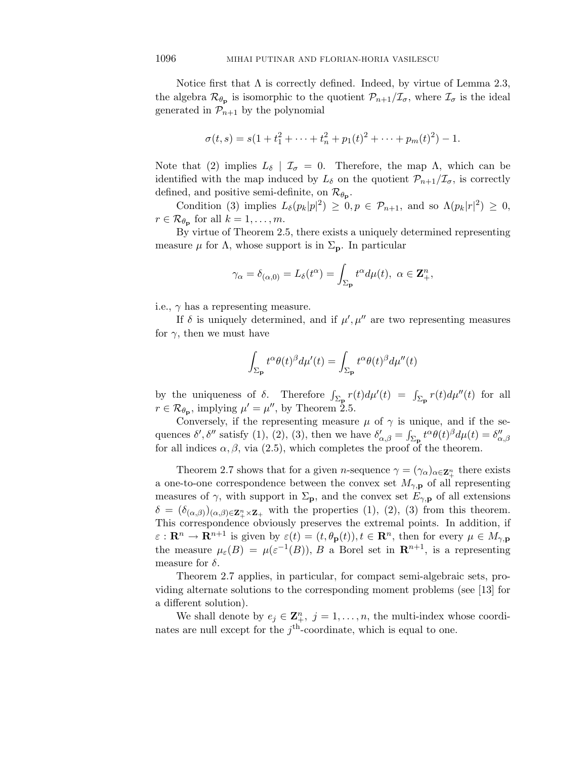Notice first that $\Lambda$ is correctly defined. Indeed, by virtue of Lemma 2.3, the algebra $\mathcal{R}_{\theta_{\mathbf{p}}}$ is isomorphic to the quotient $\mathcal{P}_{n+1}/\mathcal{I}_\sigma$, where $\mathcal{I}_\sigma$ is the ideal generated in $\mathcal{P}_{n+1}$ by the polynomial

$$\sigma(t,s) = s(1 + t_1^2 + \cdots + t_n^2 + p_1(t)^2 + \cdots + p_m(t)^2) - 1.$$

Note that (2) implies $L_\delta \mid \mathcal{I}_\sigma = 0$. Therefore, the map $\Lambda$, which can be identified with the map induced by $L_\delta$ on the quotient $\mathcal{P}_{n+1}/\mathcal{I}_\sigma$, is correctly defined, and positive semi-definite, on $\mathcal{R}_{\theta_{\mathbf{p}}}$.

Condition (3) implies $L_\delta(p_k|p|^2) \geq 0, p \in \mathcal{P}_{n+1}$, and so $\Lambda(p_k|r|^2) \geq 0$, $r \in \mathcal{R}_{\theta_{\mathbf{p}}}$ for all $k = 1, \ldots, m$.

By virtue of Theorem 2.5, there exists a uniquely determined representing measure $\mu$ for $\Lambda$, whose support is in $\Sigma_{\mathbf{p}}$. In particular

$$\gamma_\alpha = \delta_{(\alpha,0)} = L_\delta(t^\alpha) = \int_{\Sigma_{\mathbf{p}}} t^\alpha d\mu(t),\ \alpha \in \mathbf{Z}_+^n,$$

i.e., $\gamma$ has a representing measure.

If $\delta$ is uniquely determined, and if $\mu', \mu''$ are two representing measures for $\gamma$, then we must have

$$\int_{\Sigma_{\mathbf{p}}} t^\alpha \theta(t)^\beta d\mu'(t) = \int_{\Sigma_{\mathbf{p}}} t^\alpha \theta(t)^\beta d\mu''(t)$$

by the uniqueness of $\delta$. Therefore $\int_{\Sigma_{\mathbf{p}}} r(t)d\mu'(t) = \int_{\Sigma_{\mathbf{p}}} r(t)d\mu''(t)$ for all $r \in \mathcal{R}_{\theta_{\mathbf{p}}}$, implying $\mu' = \mu''$, by Theorem 2.5.

Conversely, if the representing measure $\mu$ of $\gamma$ is unique, and if the sequences $\delta', \delta''$ satisfy (1), (2), (3), then we have $\delta'_{\alpha,\beta} = \int_{\Sigma_{\mathbf{p}}} t^\alpha \theta(t)^\beta d\mu(t) = \delta''_{\alpha,\beta}$ for all indices $\alpha, \beta$, via (2.5), which completes the proof of the theorem.

Theorem 2.7 shows that for a given $n$-sequence $\gamma = (\gamma_\alpha)_{\alpha \in \mathbf{Z}_+^n}$ there exists a one-to-one correspondence between the convex set $M_{\gamma,\mathbf{p}}$ of all representing measures of $\gamma$, with support in $\Sigma_{\mathbf{p}}$, and the convex set $E_{\gamma,\mathbf{p}}$ of all extensions $\delta = (\delta_{(\alpha,\beta)})_{(\alpha,\beta)\in \mathbf{Z}_+^n \times \mathbf{Z}_+}$ with the properties (1), (2), (3) from this theorem. This correspondence obviously preserves the extremal points. In addition, if $\varepsilon : \mathbf{R}^n \to \mathbf{R}^{n+1}$ is given by $\varepsilon(t) = (t, \theta_{\mathbf{p}}(t)), t \in \mathbf{R}^n$, then for every $\mu \in M_{\gamma,\mathbf{p}}$ the measure $\mu_\varepsilon(B) = \mu(\varepsilon^{-1}(B))$, $B$ a Borel set in $\mathbf{R}^{n+1}$, is a representing measure for $\delta$.

Theorem 2.7 applies, in particular, for compact semi-algebraic sets, providing alternate solutions to the corresponding moment problems (see [13] for a different solution).

We shall denote by $e_j \in \mathbf{Z}_+^n,\ j = 1, \ldots, n$, the multi-index whose coordinates are null except for the $j^{\text{th}}$-coordinate, which is equal to one.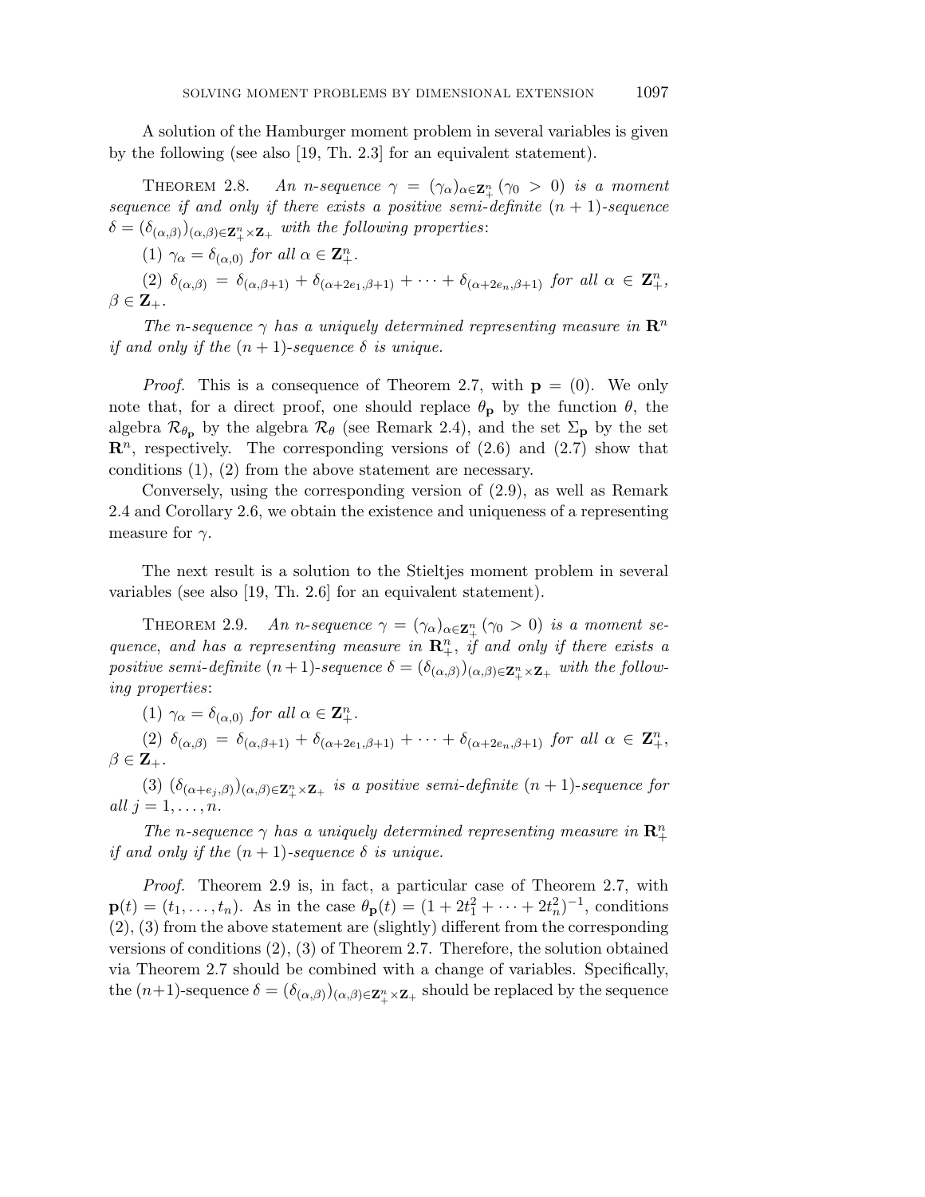A solution of the Hamburger moment problem in several variables is given by the following (see also [19, Th. 2.3] for an equivalent statement).

THEOREM 2.8. *An $n$-sequence $\gamma = (\gamma_\alpha)_{\alpha \in \mathbf{Z}_+^n}$ ($\gamma_0 > 0$) is a moment sequence if and only if there exists a positive semi-definite $(n+1)$-sequence $\delta = (\delta_{(\alpha,\beta)})_{(\alpha,\beta)\in \mathbf{Z}_+^n \times \mathbf{Z}_+}$ with the following properties*:

(1) *$\gamma_\alpha = \delta_{(\alpha,0)}$ for all $\alpha \in \mathbf{Z}_+^n$.*

(2) *$\delta_{(\alpha,\beta)} = \delta_{(\alpha,\beta+1)} + \delta_{(\alpha+2e_1,\beta+1)} + \cdots + \delta_{(\alpha+2e_n,\beta+1)}$ for all $\alpha \in \mathbf{Z}_+^n$, $\beta \in \mathbf{Z}_+$.*

*The $n$-sequence $\gamma$ has a uniquely determined representing measure in $\mathbf{R}^n$ if and only if the $(n+1)$-sequence $\delta$ is unique.*

*Proof.* This is a consequence of Theorem 2.7, with $\mathbf{p} = (0)$. We only note that, for a direct proof, one should replace $\theta_{\mathbf{p}}$ by the function $\theta$, the algebra $\mathcal{R}_{\theta_{\mathbf{p}}}$ by the algebra $\mathcal{R}_\theta$ (see Remark 2.4), and the set $\Sigma_{\mathbf{p}}$ by the set $\mathbf{R}^n$, respectively. The corresponding versions of (2.6) and (2.7) show that conditions (1), (2) from the above statement are necessary.

Conversely, using the corresponding version of (2.9), as well as Remark 2.4 and Corollary 2.6, we obtain the existence and uniqueness of a representing measure for $\gamma$.

The next result is a solution to the Stieltjes moment problem in several variables (see also [19, Th. 2.6] for an equivalent statement).

THEOREM 2.9. *An $n$-sequence $\gamma = (\gamma_\alpha)_{\alpha \in \mathbf{Z}_+^n}$ ($\gamma_0 > 0$) is a moment sequence, and has a representing measure in $\mathbf{R}_+^n$, if and only if there exists a positive semi-definite $(n+1)$-sequence $\delta = (\delta_{(\alpha,\beta)})_{(\alpha,\beta)\in \mathbf{Z}_+^n \times \mathbf{Z}_+}$ with the following properties*:

(1) *$\gamma_\alpha = \delta_{(\alpha,0)}$ for all $\alpha \in \mathbf{Z}_+^n$.*

(2) *$\delta_{(\alpha,\beta)} = \delta_{(\alpha,\beta+1)} + \delta_{(\alpha+2e_1,\beta+1)} + \cdots + \delta_{(\alpha+2e_n,\beta+1)}$ for all $\alpha \in \mathbf{Z}_+^n$, $\beta \in \mathbf{Z}_+$.*

(3) *$(\delta_{(\alpha+e_j,\beta)})_{(\alpha,\beta)\in \mathbf{Z}_+^n \times \mathbf{Z}_+}$ is a positive semi-definite $(n+1)$-sequence for all $j = 1, \ldots, n$.*

*The $n$-sequence $\gamma$ has a uniquely determined representing measure in $\mathbf{R}_+^n$ if and only if the $(n+1)$-sequence $\delta$ is unique.*

*Proof.* Theorem 2.9 is, in fact, a particular case of Theorem 2.7, with $\mathbf{p}(t) = (t_1, \ldots, t_n)$. As in the case $\theta_{\mathbf{p}}(t) = (1 + 2t_1^2 + \cdots + 2t_n^2)^{-1}$, conditions (2), (3) from the above statement are (slightly) different from the corresponding versions of conditions (2), (3) of Theorem 2.7. Therefore, the solution obtained via Theorem 2.7 should be combined with a change of variables. Specifically, the $(n+1)$-sequence $\delta = (\delta_{(\alpha,\beta)})_{(\alpha,\beta)\in \mathbf{Z}_+^n \times \mathbf{Z}_+}$ should be replaced by the sequence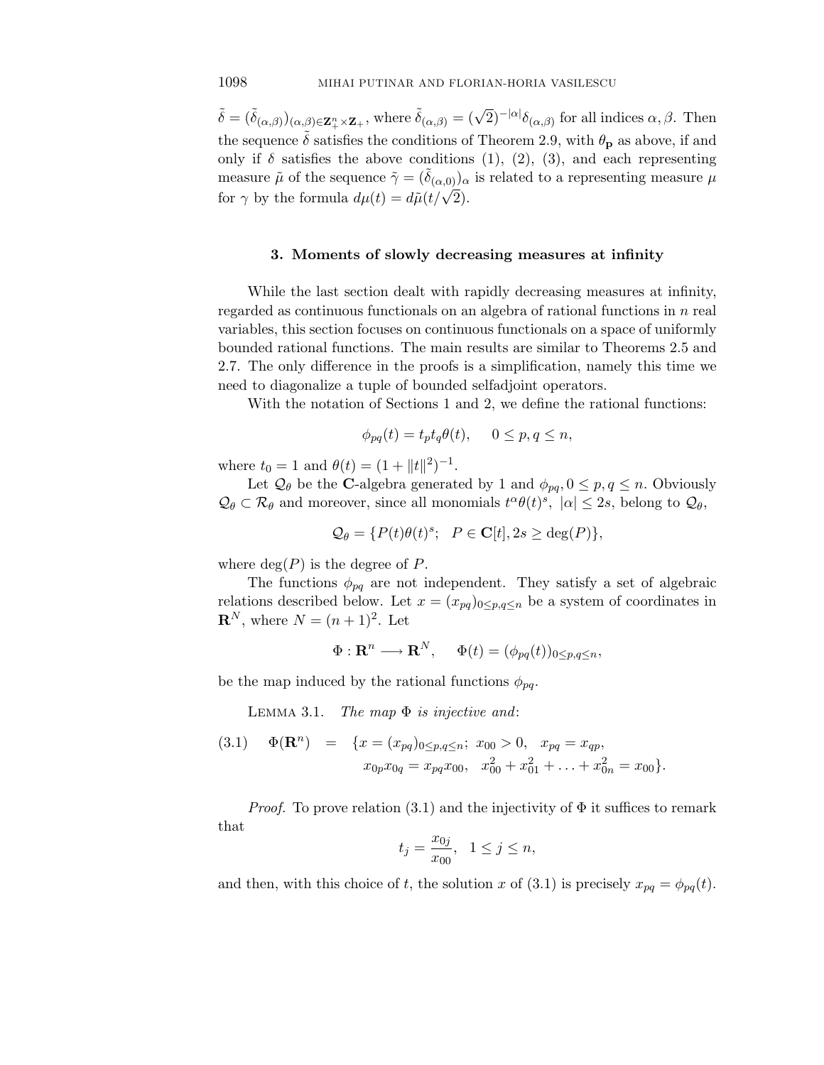$\tilde{\delta} = (\tilde{\delta}_{(\alpha,\beta)})_{(\alpha,\beta)\in \mathbf{Z}_+^n \times \mathbf{Z}_+}$, where $\tilde{\delta}_{(\alpha,\beta)} = (\sqrt{2})^{-|\alpha|}\delta_{(\alpha,\beta)}$ for all indices $\alpha, \beta$. Then the sequence $\tilde{\delta}$ satisfies the conditions of Theorem 2.9, with $\theta_{\mathbf{p}}$ as above, if and only if $\delta$ satisfies the above conditions (1), (2), (3), and each representing measure $\tilde{\mu}$ of the sequence $\tilde{\gamma} = (\tilde{\delta}_{(\alpha,0)})_\alpha$ is related to a representing measure $\mu$ for $\gamma$ by the formula $d\mu(t) = d\tilde{\mu}(t/\sqrt{2})$.

## 3. Moments of slowly decreasing measures at infinity

While the last section dealt with rapidly decreasing measures at infinity, regarded as continuous functionals on an algebra of rational functions in $n$ real variables, this section focuses on continuous functionals on a space of uniformly bounded rational functions. The main results are similar to Theorems 2.5 and 2.7. The only difference in the proofs is a simplification, namely this time we need to diagonalize a tuple of bounded selfadjoint operators.

With the notation of Sections 1 and 2, we define the rational functions:

$$\phi_{pq}(t) = t_p t_q \theta(t), \quad 0 \leq p, q \leq n,$$

where $t_0 = 1$ and $\theta(t) = (1 + \|t\|^2)^{-1}$.

Let $\mathcal{Q}_\theta$ be the $\mathbf{C}$-algebra generated by 1 and $\phi_{pq}, 0 \leq p, q \leq n$. Obviously $\mathcal{Q}_\theta \subset \mathcal{R}_\theta$ and moreover, since all monomials $t^\alpha \theta(t)^s$, $|\alpha| \leq 2s$, belong to $\mathcal{Q}_\theta$,

$$\mathcal{Q}_\theta = \{P(t)\theta(t)^s; \quad P \in \mathbf{C}[t], 2s \geq \deg(P)\},$$

where $\deg(P)$ is the degree of $P$.

The functions $\phi_{pq}$ are not independent. They satisfy a set of algebraic relations described below. Let $x = (x_{pq})_{0\leq p,q\leq n}$ be a system of coordinates in $\mathbf{R}^N$, where $N = (n+1)^2$. Let

$$\Phi : \mathbf{R}^n \longrightarrow \mathbf{R}^N, \quad \Phi(t) = (\phi_{pq}(t))_{0\leq p,q\leq n},$$

be the map induced by the rational functions $\phi_{pq}$.

Lemma 3.1. *The map $\Phi$ is injective and*:

$$\begin{aligned} (3.1) \quad \Phi(\mathbf{R}^n) \quad = \quad \{&x = (x_{pq})_{0\leq p,q\leq n};\ x_{00} > 0, \quad x_{pq} = x_{qp}, \\ &x_{0p}x_{0q} = x_{pq}x_{00}, \quad x_{00}^2 + x_{01}^2 + \ldots + x_{0n}^2 = x_{00}\}. \end{aligned}$$

*Proof.* To prove relation (3.1) and the injectivity of $\Phi$ it suffices to remark that

$$t_j = \frac{x_{0j}}{x_{00}}, \quad 1 \leq j \leq n,$$

and then, with this choice of $t$, the solution $x$ of (3.1) is precisely $x_{pq} = \phi_{pq}(t)$.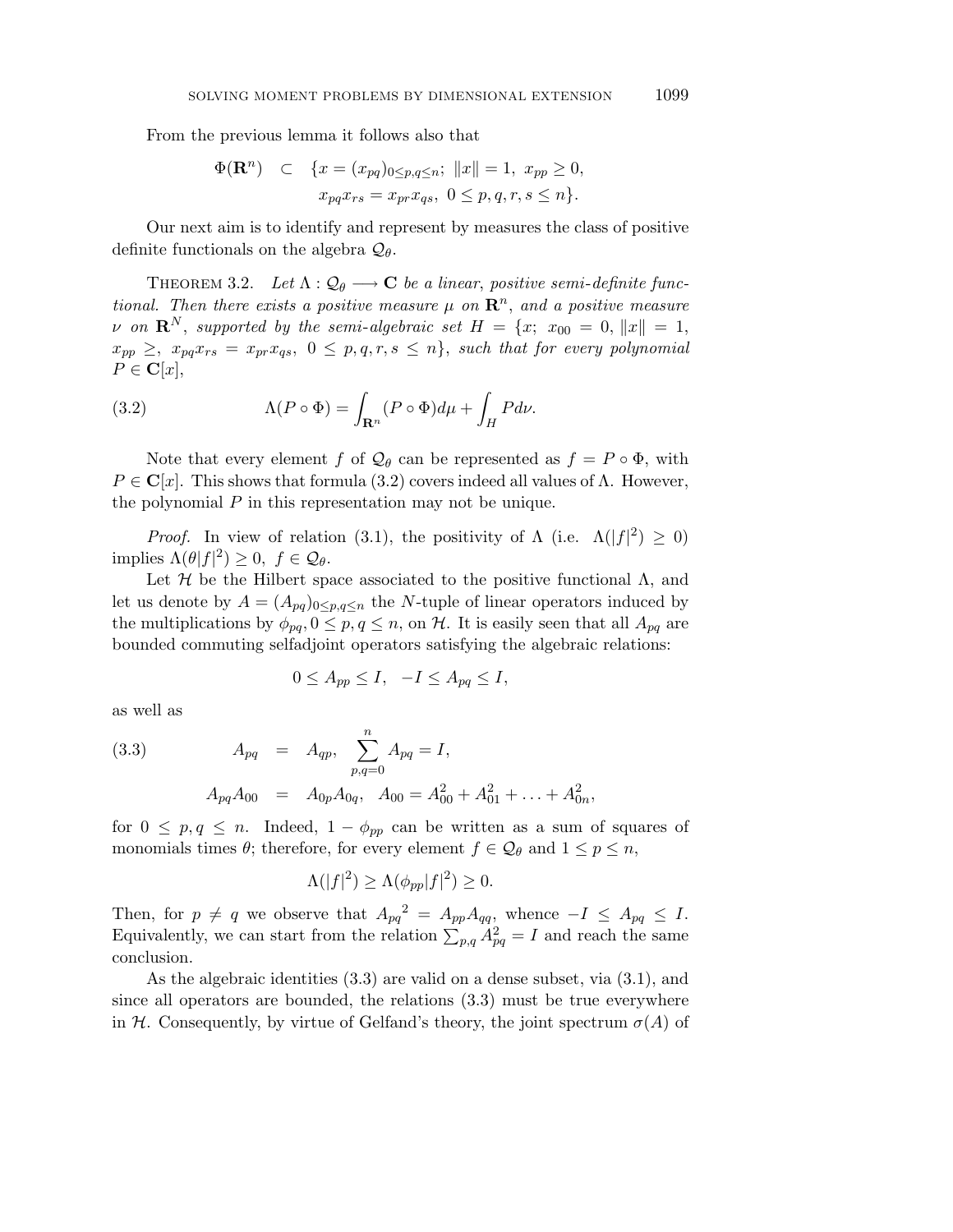From the previous lemma it follows also that

$$\Phi(\mathbf{R}^n) \quad \subset \quad \{x = (x_{pq})_{0\le p,q\le n};\ \|x\| = 1,\ x_{pp} \ge 0,$$
$$x_{pq}x_{rs} = x_{pr}x_{qs},\ 0 \le p,q,r,s \le n\}.$$

Our next aim is to identify and represent by measures the class of positive definite functionals on the algebra $\mathcal{Q}_\theta$.

THEOREM 3.2. *Let $\Lambda : \mathcal{Q}_\theta \longrightarrow \mathbf{C}$ be a linear, positive semi-definite functional. Then there exists a positive measure $\mu$ on $\mathbf{R}^n$, and a positive measure $\nu$ on $\mathbf{R}^N$, supported by the semi-algebraic set $H = \{x;\ x_{00} = 0, \|x\| = 1, x_{pp} \ge, x_{pq}x_{rs} = x_{pr}x_{qs},\ 0 \le p,q,r,s \le n\}$, such that for every polynomial $P \in \mathbf{C}[x]$,*

$$\Lambda(P \circ \Phi) = \int_{\mathbf{R}^n} (P \circ \Phi) d\mu + \int_H P d\nu. \tag{3.2}$$

Note that every element $f$ of $\mathcal{Q}_\theta$ can be represented as $f = P \circ \Phi$, with $P \in \mathbf{C}[x]$. This shows that formula (3.2) covers indeed all values of $\Lambda$. However, the polynomial $P$ in this representation may not be unique.

*Proof.* In view of relation (3.1), the positivity of $\Lambda$ (i.e. $\Lambda(|f|^2) \ge 0$) implies $\Lambda(\theta|f|^2) \ge 0,\ f \in \mathcal{Q}_\theta$.

Let $\mathcal{H}$ be the Hilbert space associated to the positive functional $\Lambda$, and let us denote by $A = (A_{pq})_{0\le p,q\le n}$ the $N$-tuple of linear operators induced by the multiplications by $\phi_{pq}, 0 \le p,q \le n$, on $\mathcal{H}$. It is easily seen that all $A_{pq}$ are bounded commuting selfadjoint operators satisfying the algebraic relations:

$$0 \le A_{pp} \le I, \quad -I \le A_{pq} \le I,$$

as well as

$$\begin{aligned} A_{pq} &= A_{qp}, \quad \sum_{p,q=0}^{n} A_{pq} = I, \\ A_{pq}A_{00} &= A_{0p}A_{0q}, \quad A_{00} = A_{00}^2 + A_{01}^2 + \ldots + A_{0n}^2, \end{aligned} \tag{3.3}$$

for $0 \le p,q \le n$. Indeed, $1 - \phi_{pp}$ can be written as a sum of squares of monomials times $\theta$; therefore, for every element $f \in \mathcal{Q}_\theta$ and $1 \le p \le n$,

$$\Lambda(|f|^2) \ge \Lambda(\phi_{pp}|f|^2) \ge 0.$$

Then, for $p \ne q$ we observe that ${A_{pq}}^2 = A_{pp}A_{qq}$, whence $-I \le A_{pq} \le I$. Equivalently, we can start from the relation $\sum_{p,q} A_{pq}^2 = I$ and reach the same conclusion.

As the algebraic identities (3.3) are valid on a dense subset, via (3.1), and since all operators are bounded, the relations (3.3) must be true everywhere in $\mathcal{H}$. Consequently, by virtue of Gelfand's theory, the joint spectrum $\sigma(A)$ of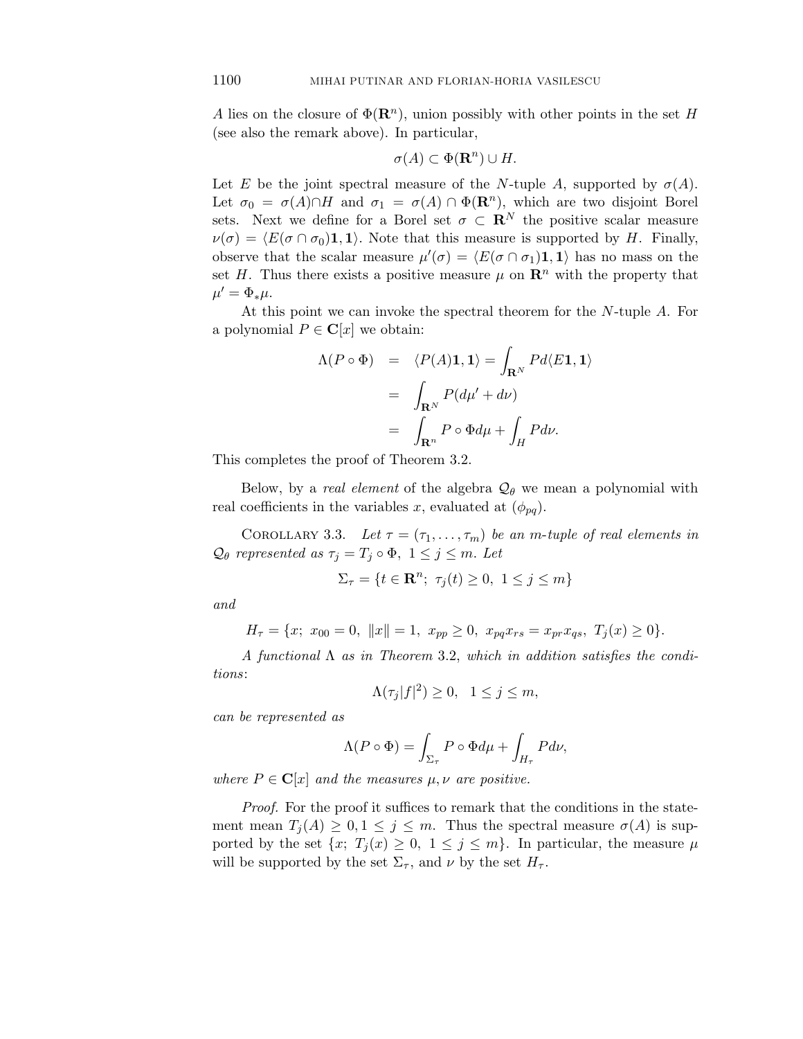$A$ lies on the closure of $\Phi(\mathbf{R}^n)$, union possibly with other points in the set $H$ (see also the remark above). In particular,

$$\sigma(A) \subset \Phi(\mathbf{R}^n) \cup H.$$

Let $E$ be the joint spectral measure of the $N$-tuple $A$, supported by $\sigma(A)$. Let $\sigma_0 = \sigma(A) \cap H$ and $\sigma_1 = \sigma(A) \cap \Phi(\mathbf{R}^n)$, which are two disjoint Borel sets. Next we define for a Borel set $\sigma \subset \mathbf{R}^N$ the positive scalar measure $\nu(\sigma) = \langle E(\sigma \cap \sigma_0)\mathbf{1}, \mathbf{1}\rangle$. Note that this measure is supported by $H$. Finally, observe that the scalar measure $\mu'(\sigma) = \langle E(\sigma \cap \sigma_1)\mathbf{1}, \mathbf{1}\rangle$ has no mass on the set $H$. Thus there exists a positive measure $\mu$ on $\mathbf{R}^n$ with the property that $\mu' = \Phi_* \mu$.

At this point we can invoke the spectral theorem for the $N$-tuple $A$. For a polynomial $P \in \mathbf{C}[x]$ we obtain:

$$\begin{aligned}
\Lambda(P \circ \Phi) &= \langle P(A)\mathbf{1}, \mathbf{1}\rangle = \int_{\mathbf{R}^N} P d\langle E\mathbf{1}, \mathbf{1}\rangle \\
&= \int_{\mathbf{R}^N} P(d\mu' + d\nu) \\
&= \int_{\mathbf{R}^n} P \circ \Phi d\mu + \int_H P d\nu.
\end{aligned}$$

This completes the proof of Theorem 3.2.

Below, by a *real element* of the algebra $\mathcal{Q}_\theta$ we mean a polynomial with real coefficients in the variables $x$, evaluated at $(\phi_{pq})$.

Corollary 3.3. *Let $\tau = (\tau_1, \ldots, \tau_m)$ be an $m$-tuple of real elements in $\mathcal{Q}_\theta$ represented as $\tau_j = T_j \circ \Phi,\ 1 \le j \le m$. Let*

$$\Sigma_\tau = \{t \in \mathbf{R}^n;\ \tau_j(t) \ge 0,\ 1 \le j \le m\}$$

*and*

$$H_\tau = \{x;\ x_{00} = 0,\ \|x\| = 1,\ x_{pp} \ge 0,\ x_{pq}x_{rs} = x_{pr}x_{qs},\ T_j(x) \ge 0\}.$$

*A functional $\Lambda$ as in Theorem* 3.2, *which in addition satisfies the conditions*:

$$\Lambda(\tau_j |f|^2) \ge 0, \quad 1 \le j \le m,$$

*can be represented as*

$$\Lambda(P \circ \Phi) = \int_{\Sigma_\tau} P \circ \Phi d\mu + \int_{H_\tau} P d\nu,$$

*where $P \in \mathbf{C}[x]$ and the measures $\mu, \nu$ are positive.*

*Proof.* For the proof it suffices to remark that the conditions in the statement mean $T_j(A) \ge 0, 1 \le j \le m$. Thus the spectral measure $\sigma(A)$ is supported by the set $\{x;\ T_j(x) \ge 0,\ 1 \le j \le m\}$. In particular, the measure $\mu$ will be supported by the set $\Sigma_\tau$, and $\nu$ by the set $H_\tau$.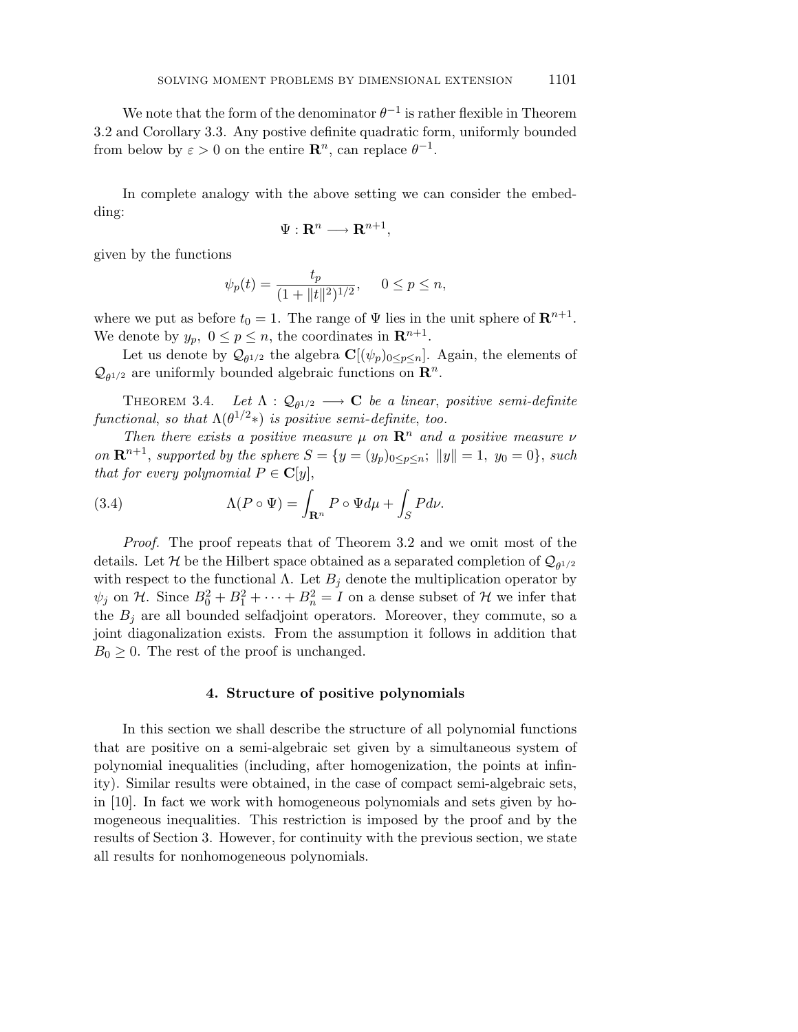We note that the form of the denominator $\theta^{-1}$ is rather flexible in Theorem 3.2 and Corollary 3.3. Any postive definite quadratic form, uniformly bounded from below by $\varepsilon > 0$ on the entire $\mathbf{R}^n$, can replace $\theta^{-1}$.

In complete analogy with the above setting we can consider the embedding:

$$\Psi : \mathbf{R}^n \longrightarrow \mathbf{R}^{n+1},$$

given by the functions

$$\psi_p(t) = \frac{t_p}{(1 + \|t\|^2)^{1/2}}, \quad 0 \le p \le n,$$

where we put as before $t_0 = 1$. The range of $\Psi$ lies in the unit sphere of $\mathbf{R}^{n+1}$. We denote by $y_p$, $0 \le p \le n$, the coordinates in $\mathbf{R}^{n+1}$.

Let us denote by $\mathcal{Q}_{\theta^{1/2}}$ the algebra $\mathbf{C}[(\psi_p)_{0 \le p \le n}]$. Again, the elements of $\mathcal{Q}_{\theta^{1/2}}$ are uniformly bounded algebraic functions on $\mathbf{R}^n$.

Theorem 3.4. *Let $\Lambda : \mathcal{Q}_{\theta^{1/2}} \longrightarrow \mathbf{C}$ be a linear, positive semi-definite functional, so that $\Lambda(\theta^{1/2} *)$ is positive semi-definite, too.*

*Then there exists a positive measure $\mu$ on $\mathbf{R}^n$ and a positive measure $\nu$ on $\mathbf{R}^{n+1}$, supported by the sphere $S = \{y = (y_p)_{0 \le p \le n};\ \|y\| = 1,\ y_0 = 0\}$, such that for every polynomial $P \in \mathbf{C}[y]$,*

$$\Lambda(P \circ \Psi) = \int_{\mathbf{R}^n} P \circ \Psi d\mu + \int_S P d\nu. \tag{3.4}$$

*Proof.* The proof repeats that of Theorem 3.2 and we omit most of the details. Let $\mathcal{H}$ be the Hilbert space obtained as a separated completion of $\mathcal{Q}_{\theta^{1/2}}$ with respect to the functional $\Lambda$. Let $B_j$ denote the multiplication operator by $\psi_j$ on $\mathcal{H}$. Since $B_0^2 + B_1^2 + \cdots + B_n^2 = I$ on a dense subset of $\mathcal{H}$ we infer that the $B_j$ are all bounded selfadjoint operators. Moreover, they commute, so a joint diagonalization exists. From the assumption it follows in addition that $B_0 \ge 0$. The rest of the proof is unchanged.

## 4. Structure of positive polynomials

In this section we shall describe the structure of all polynomial functions that are positive on a semi-algebraic set given by a simultaneous system of polynomial inequalities (including, after homogenization, the points at infinity). Similar results were obtained, in the case of compact semi-algebraic sets, in [10]. In fact we work with homogeneous polynomials and sets given by homogeneous inequalities. This restriction is imposed by the proof and by the results of Section 3. However, for continuity with the previous section, we state all results for nonhomogeneous polynomials.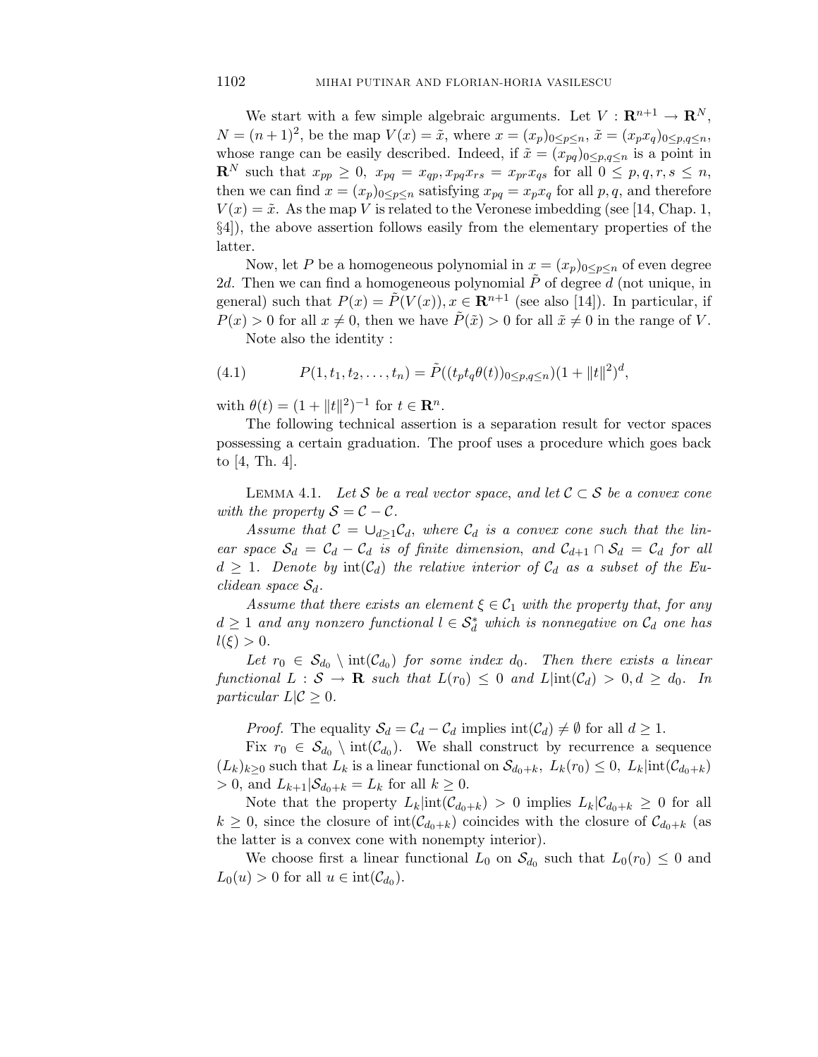We start with a few simple algebraic arguments. Let $V : \mathbf{R}^{n+1} \to \mathbf{R}^N$, $N = (n+1)^2$, be the map $V(x) = \tilde{x}$, where $x = (x_p)_{0 \le p \le n}$, $\tilde{x} = (x_p x_q)_{0 \le p,q \le n}$, whose range can be easily described. Indeed, if $\tilde{x} = (x_{pq})_{0 \le p,q \le n}$ is a point in $\mathbf{R}^N$ such that $x_{pp} \ge 0$, $x_{pq} = x_{qp}, x_{pq}x_{rs} = x_{pr}x_{qs}$ for all $0 \le p, q, r, s \le n$, then we can find $x = (x_p)_{0 \le p \le n}$ satisfying $x_{pq} = x_p x_q$ for all $p, q$, and therefore $V(x) = \tilde{x}$. As the map $V$ is related to the Veronese imbedding (see [14, Chap. 1, §4]), the above assertion follows easily from the elementary properties of the latter.

Now, let $P$ be a homogeneous polynomial in $x = (x_p)_{0 \le p \le n}$ of even degree $2d$. Then we can find a homogeneous polynomial $\tilde{P}$ of degree $d$ (not unique, in general) such that $P(x) = \tilde{P}(V(x)), x \in \mathbf{R}^{n+1}$ (see also [14]). In particular, if $P(x) > 0$ for all $x \ne 0$, then we have $\tilde{P}(\tilde{x}) > 0$ for all $\tilde{x} \ne 0$ in the range of $V$.

Note also the identity :

$$P(1, t_1, t_2, \ldots, t_n) = \tilde{P}((t_p t_q \theta(t))_{0 \le p,q \le n})(1 + \|t\|^2)^d, \tag{4.1}$$

with $\theta(t) = (1 + \|t\|^2)^{-1}$ for $t \in \mathbf{R}^n$.

The following technical assertion is a separation result for vector spaces possessing a certain graduation. The proof uses a procedure which goes back to [4, Th. 4].

Lemma 4.1. *Let $\mathcal{S}$ be a real vector space, and let $\mathcal{C} \subset \mathcal{S}$ be a convex cone with the property $\mathcal{S} = \mathcal{C} - \mathcal{C}$.*

*Assume that $\mathcal{C} = \cup_{d \ge 1} \mathcal{C}_d$, where $\mathcal{C}_d$ is a convex cone such that the linear space $\mathcal{S}_d = \mathcal{C}_d - \mathcal{C}_d$ is of finite dimension, and $\mathcal{C}_{d+1} \cap \mathcal{S}_d = \mathcal{C}_d$ for all $d \ge 1$. Denote by $\operatorname{int}(\mathcal{C}_d)$ the relative interior of $\mathcal{C}_d$ as a subset of the Euclidean space $\mathcal{S}_d$.*

*Assume that there exists an element $\xi \in \mathcal{C}_1$ with the property that, for any $d \ge 1$ and any nonzero functional $l \in \mathcal{S}_d^*$ which is nonnegative on $\mathcal{C}_d$ one has $l(\xi) > 0$.*

*Let $r_0 \in \mathcal{S}_{d_0} \setminus \operatorname{int}(\mathcal{C}_{d_0})$ for some index $d_0$. Then there exists a linear functional $L : \mathcal{S} \to \mathbf{R}$ such that $L(r_0) \le 0$ and $L|\operatorname{int}(\mathcal{C}_d) > 0, d \ge d_0$. In particular $L|\mathcal{C} \ge 0$.*

*Proof.* The equality $\mathcal{S}_d = \mathcal{C}_d - \mathcal{C}_d$ implies $\operatorname{int}(\mathcal{C}_d) \ne \emptyset$ for all $d \ge 1$.

Fix $r_0 \in \mathcal{S}_{d_0} \setminus \operatorname{int}(\mathcal{C}_{d_0})$. We shall construct by recurrence a sequence $(L_k)_{k \ge 0}$ such that $L_k$ is a linear functional on $\mathcal{S}_{d_0+k}$, $L_k(r_0) \le 0$, $L_k|\operatorname{int}(\mathcal{C}_{d_0+k}) > 0$, and $L_{k+1}|\mathcal{S}_{d_0+k} = L_k$ for all $k \ge 0$.

Note that the property $L_k|\operatorname{int}(\mathcal{C}_{d_0+k}) > 0$ implies $L_k|\mathcal{C}_{d_0+k} \ge 0$ for all $k \ge 0$, since the closure of $\operatorname{int}(\mathcal{C}_{d_0+k})$ coincides with the closure of $\mathcal{C}_{d_0+k}$ (as the latter is a convex cone with nonempty interior).

We choose first a linear functional $L_0$ on $\mathcal{S}_{d_0}$ such that $L_0(r_0) \le 0$ and $L_0(u) > 0$ for all $u \in \operatorname{int}(\mathcal{C}_{d_0})$.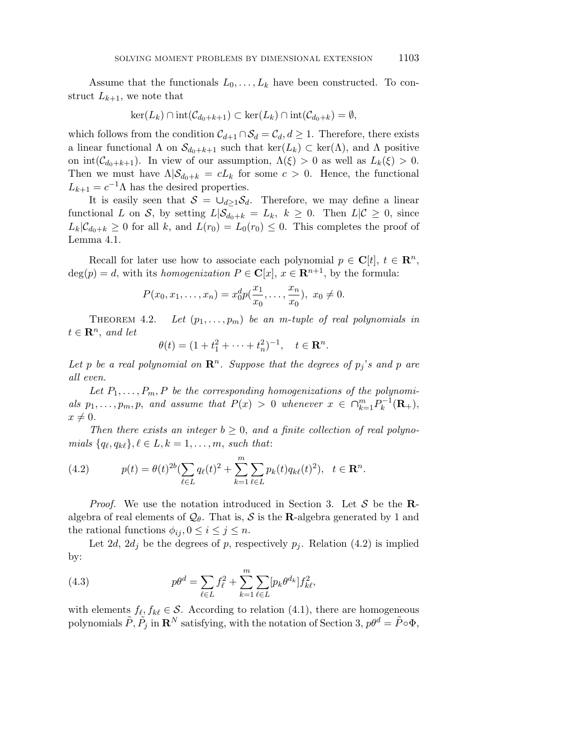Assume that the functionals $L_0, \ldots, L_k$ have been constructed. To construct $L_{k+1}$, we note that

$$\ker(L_k) \cap \operatorname{int}(\mathcal{C}_{d_0+k+1}) \subset \ker(L_k) \cap \operatorname{int}(\mathcal{C}_{d_0+k}) = \emptyset,$$

which follows from the condition $\mathcal{C}_{d+1} \cap \mathcal{S}_d = \mathcal{C}_d, d \geq 1$. Therefore, there exists a linear functional $\Lambda$ on $\mathcal{S}_{d_0+k+1}$ such that $\ker(L_k) \subset \ker(\Lambda)$, and $\Lambda$ positive on $\operatorname{int}(\mathcal{C}_{d_0+k+1})$. In view of our assumption, $\Lambda(\xi) > 0$ as well as $L_k(\xi) > 0$. Then we must have $\Lambda|\mathcal{S}_{d_0+k} = cL_k$ for some $c > 0$. Hence, the functional $L_{k+1} = c^{-1}\Lambda$ has the desired properties.

It is easily seen that $\mathcal{S} = \cup_{d \geq 1} \mathcal{S}_d$. Therefore, we may define a linear functional $L$ on $\mathcal{S}$, by setting $L|\mathcal{S}_{d_0+k} = L_k,\ k \geq 0$. Then $L|\mathcal{C} \geq 0$, since $L_k|\mathcal{C}_{d_0+k} \geq 0$ for all $k$, and $L(r_0) = L_0(r_0) \leq 0$. This completes the proof of Lemma 4.1.

Recall for later use how to associate each polynomial $p \in \mathbf{C}[t],\ t \in \mathbf{R}^n$, $\deg(p) = d$, with its *homogenization* $P \in \mathbf{C}[x],\ x \in \mathbf{R}^{n+1}$, by the formula:

$$P(x_0, x_1, \ldots, x_n) = x_0^d p(\frac{x_1}{x_0}, \ldots, \frac{x_n}{x_0}),\ x_0 \neq 0.$$

THEOREM 4.2. *Let $(p_1, \ldots, p_m)$ be an m-tuple of real polynomials in $t \in \mathbf{R}^n$, and let*

$$\theta(t) = (1 + t_1^2 + \cdots + t_n^2)^{-1}, \quad t \in \mathbf{R}^n.$$

*Let $p$ be a real polynomial on $\mathbf{R}^n$. Suppose that the degrees of $p_j$'s and $p$ are all even.*

*Let $P_1, \ldots, P_m, P$ be the corresponding homogenizations of the polynomials $p_1, \ldots, p_m, p$, and assume that $P(x) > 0$ whenever $x \in \cap_{k=1}^m P_k^{-1}(\mathbf{R}_+)$, $x \neq 0$.*

*Then there exists an integer $b \geq 0$, and a finite collection of real polynomials $\{q_\ell, q_{k\ell}\}, \ell \in L, k = 1, \ldots, m$, such that*:

$$p(t) = \theta(t)^{2b}(\sum_{\ell \in L} q_\ell(t)^2 + \sum_{k=1}^m \sum_{\ell \in L} p_k(t) q_{k\ell}(t)^2), \quad t \in \mathbf{R}^n. \tag{4.2}$$

*Proof.* We use the notation introduced in Section 3. Let $\mathcal{S}$ be the $\mathbf{R}$-algebra of real elements of $\mathcal{Q}_\theta$. That is, $\mathcal{S}$ is the $\mathbf{R}$-algebra generated by 1 and the rational functions $\phi_{ij}, 0 \leq i \leq j \leq n$.

Let $2d$, $2d_j$ be the degrees of $p$, respectively $p_j$. Relation (4.2) is implied by:

$$p\theta^d = \sum_{\ell \in L} f_\ell^2 + \sum_{k=1}^m \sum_{\ell \in L} [p_k \theta^{d_k}] f_{k\ell}^2, \tag{4.3}$$

with elements $f_\ell, f_{k\ell} \in \mathcal{S}$. According to relation (4.1), there are homogeneous polynomials $\tilde{P}, \tilde{P}_j$ in $\mathbf{R}^N$ satisfying, with the notation of Section 3, $p\theta^d = \tilde{P} \circ \Phi$,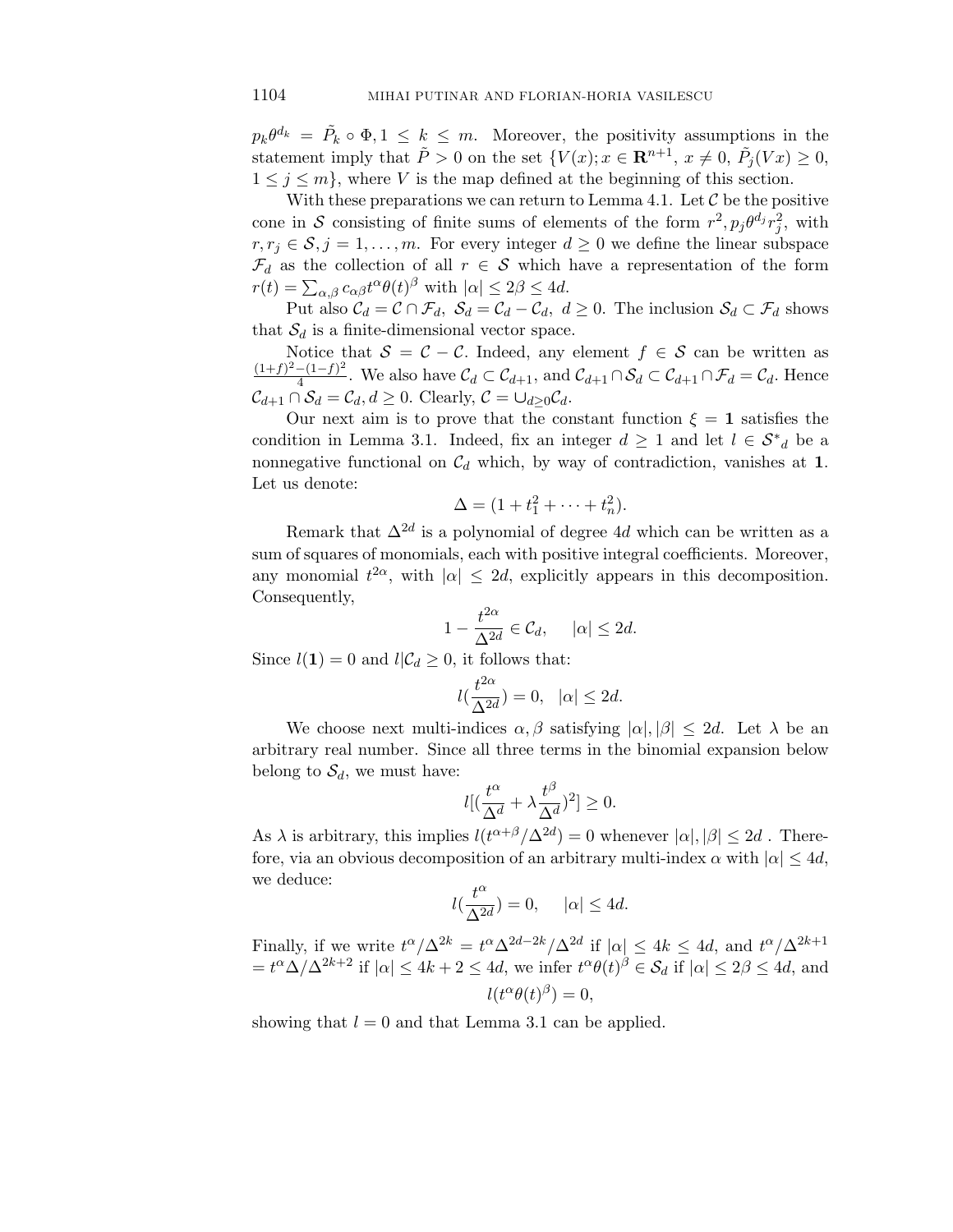$p_k\theta^{d_k} = \tilde{P}_k \circ \Phi, 1 \le k \le m$. Moreover, the positivity assumptions in the statement imply that $\tilde{P} > 0$ on the set $\{V(x); x \in \mathbf{R}^{n+1},\ x \neq 0,\ \tilde{P}_j(Vx) \ge 0,\ 1 \le j \le m\}$, where $V$ is the map defined at the beginning of this section.

With these preparations we can return to Lemma 4.1. Let $\mathcal{C}$ be the positive cone in $\mathcal{S}$ consisting of finite sums of elements of the form $r^2, p_j\theta^{d_j}r_j^2$, with $r, r_j \in \mathcal{S}, j = 1, \ldots, m$. For every integer $d \ge 0$ we define the linear subspace $\mathcal{F}_d$ as the collection of all $r \in \mathcal{S}$ which have a representation of the form $r(t) = \sum_{\alpha,\beta} c_{\alpha\beta} t^\alpha \theta(t)^\beta$ with $|\alpha| \le 2\beta \le 4d$.

Put also $\mathcal{C}_d = \mathcal{C} \cap \mathcal{F}_d,\ \mathcal{S}_d = \mathcal{C}_d - \mathcal{C}_d,\ d \ge 0$. The inclusion $\mathcal{S}_d \subset \mathcal{F}_d$ shows that $\mathcal{S}_d$ is a finite-dimensional vector space.

Notice that $\mathcal{S} = \mathcal{C} - \mathcal{C}$. Indeed, any element $f \in \mathcal{S}$ can be written as $\frac{(1+f)^2-(1-f)^2}{4}$. We also have $\mathcal{C}_d \subset \mathcal{C}_{d+1}$, and $\mathcal{C}_{d+1} \cap \mathcal{S}_d \subset \mathcal{C}_{d+1} \cap \mathcal{F}_d = \mathcal{C}_d$. Hence $\mathcal{C}_{d+1} \cap \mathcal{S}_d = \mathcal{C}_d, d \ge 0$. Clearly, $\mathcal{C} = \cup_{d \ge 0} \mathcal{C}_d$.

Our next aim is to prove that the constant function $\xi = \mathbf{1}$ satisfies the condition in Lemma 3.1. Indeed, fix an integer $d \ge 1$ and let $l \in \mathcal{S}^*{}_d$ be a nonnegative functional on $\mathcal{C}_d$ which, by way of contradiction, vanishes at $\mathbf{1}$. Let us denote:

$$\Delta = (1 + t_1^2 + \cdots + t_n^2).$$

Remark that $\Delta^{2d}$ is a polynomial of degree $4d$ which can be written as a sum of squares of monomials, each with positive integral coefficients. Moreover, any monomial $t^{2\alpha}$, with $|\alpha| \le 2d$, explicitly appears in this decomposition. Consequently,

$$1 - \frac{t^{2\alpha}}{\Delta^{2d}} \in \mathcal{C}_d, \qquad |\alpha| \le 2d.$$

Since $l(\mathbf{1}) = 0$ and $l|\mathcal{C}_d \ge 0$, it follows that:

$$l(\frac{t^{2\alpha}}{\Delta^{2d}}) = 0, \quad |\alpha| \le 2d.$$

We choose next multi-indices $\alpha, \beta$ satisfying $|\alpha|, |\beta| \le 2d$. Let $\lambda$ be an arbitrary real number. Since all three terms in the binomial expansion below belong to $\mathcal{S}_d$, we must have:

$$l[(\frac{t^\alpha}{\Delta^d} + \lambda\frac{t^\beta}{\Delta^d})^2] \ge 0.$$

As $\lambda$ is arbitrary, this implies $l(t^{\alpha+\beta}/\Delta^{2d}) = 0$ whenever $|\alpha|, |\beta| \le 2d$ . Therefore, via an obvious decomposition of an arbitrary multi-index $\alpha$ with $|\alpha| \le 4d$, we deduce:

$$l(\frac{t^\alpha}{\Delta^{2d}}) = 0, \qquad |\alpha| \le 4d.$$

Finally, if we write $t^\alpha/\Delta^{2k} = t^\alpha\Delta^{2d-2k}/\Delta^{2d}$ if $|\alpha| \le 4k \le 4d$, and $t^\alpha/\Delta^{2k+1} = t^\alpha\Delta/\Delta^{2k+2}$ if $|\alpha| \le 4k + 2 \le 4d$, we infer $t^\alpha\theta(t)^\beta \in \mathcal{S}_d$ if $|\alpha| \le 2\beta \le 4d$, and

$$l(t^\alpha\theta(t)^\beta) = 0,$$

showing that $l = 0$ and that Lemma 3.1 can be applied.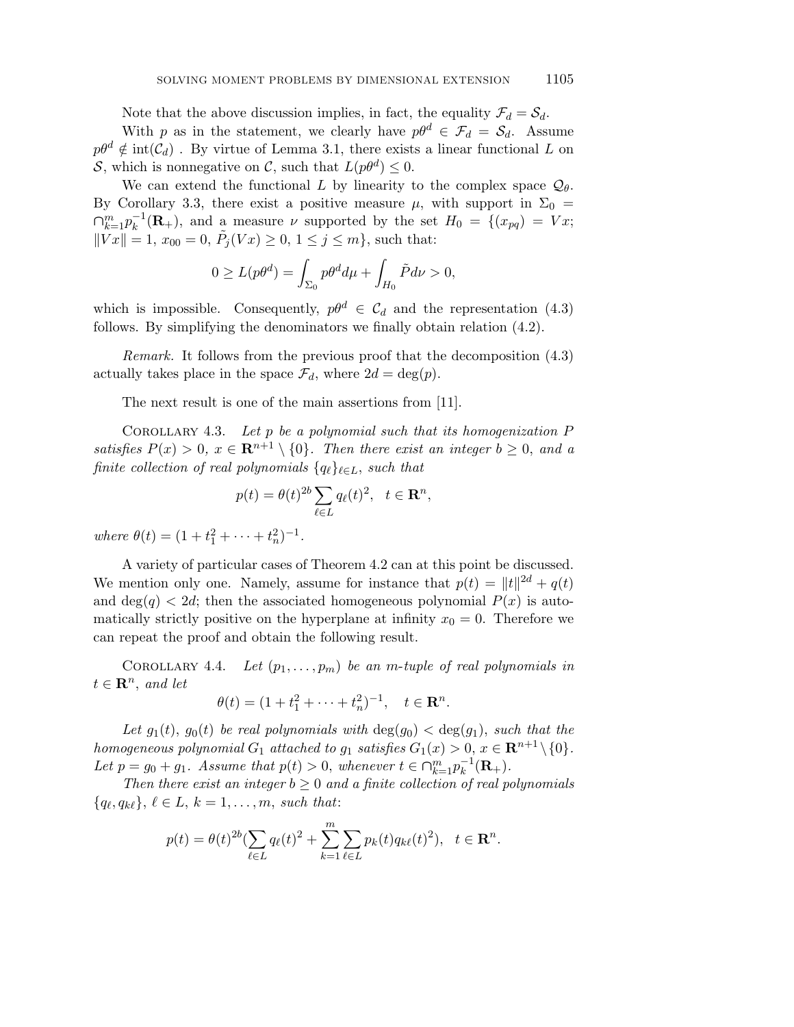Note that the above discussion implies, in fact, the equality $\mathcal{F}_d = \mathcal{S}_d$.

With $p$ as in the statement, we clearly have $p\theta^d \in \mathcal{F}_d = \mathcal{S}_d$. Assume $p\theta^d \notin \mathrm{int}(\mathcal{C}_d)$ . By virtue of Lemma 3.1, there exists a linear functional $L$ on $\mathcal{S}$, which is nonnegative on $\mathcal{C}$, such that $L(p\theta^d) \leq 0$.

We can extend the functional $L$ by linearity to the complex space $\mathcal{Q}_\theta$. By Corollary 3.3, there exist a positive measure $\mu$, with support in $\Sigma_0 = \cap_{k=1}^m p_k^{-1}(\mathbf{R}_+)$, and a measure $\nu$ supported by the set $H_0 = \{(x_{pq}) = Vx; \|Vx\| = 1, x_{00} = 0, \tilde{P}_j(Vx) \geq 0, 1 \leq j \leq m\}$, such that:

$$0 \geq L(p\theta^d) = \int_{\Sigma_0} p\theta^d d\mu + \int_{H_0} \tilde{P} d\nu > 0,$$

which is impossible. Consequently, $p\theta^d \in \mathcal{C}_d$ and the representation (4.3) follows. By simplifying the denominators we finally obtain relation (4.2).

*Remark.* It follows from the previous proof that the decomposition (4.3) actually takes place in the space $\mathcal{F}_d$, where $2d = \deg(p)$.

The next result is one of the main assertions from [11].

Corollary 4.3. *Let $p$ be a polynomial such that its homogenization $P$ satisfies $P(x) > 0$, $x \in \mathbf{R}^{n+1} \setminus \{0\}$. Then there exist an integer $b \geq 0$, and a finite collection of real polynomials $\{q_\ell\}_{\ell \in L}$, such that*

$$p(t) = \theta(t)^{2b} \sum_{\ell \in L} q_\ell(t)^2, \quad t \in \mathbf{R}^n,$$

*where $\theta(t) = (1 + t_1^2 + \cdots + t_n^2)^{-1}$.*

A variety of particular cases of Theorem 4.2 can at this point be discussed. We mention only one. Namely, assume for instance that $p(t) = \|t\|^{2d} + q(t)$ and $\deg(q) < 2d$; then the associated homogeneous polynomial $P(x)$ is automatically strictly positive on the hyperplane at infinity $x_0 = 0$. Therefore we can repeat the proof and obtain the following result.

Corollary 4.4. *Let $(p_1, \ldots, p_m)$ be an $m$-tuple of real polynomials in $t \in \mathbf{R}^n$, and let*

$$\theta(t) = (1 + t_1^2 + \cdots + t_n^2)^{-1}, \quad t \in \mathbf{R}^n.$$

*Let $g_1(t)$, $g_0(t)$ be real polynomials with $\deg(g_0) < \deg(g_1)$, such that the homogeneous polynomial $G_1$ attached to $g_1$ satisfies $G_1(x) > 0$, $x \in \mathbf{R}^{n+1} \setminus \{0\}$. Let $p = g_0 + g_1$. Assume that $p(t) > 0$, whenever $t \in \cap_{k=1}^m p_k^{-1}(\mathbf{R}_+)$.*

*Then there exist an integer $b \geq 0$ and a finite collection of real polynomials $\{q_\ell, q_{k\ell}\}$, $\ell \in L$, $k = 1, \ldots, m$, such that:*

$$p(t) = \theta(t)^{2b}\Big(\sum_{\ell \in L} q_\ell(t)^2 + \sum_{k=1}^m \sum_{\ell \in L} p_k(t) q_{k\ell}(t)^2\Big), \quad t \in \mathbf{R}^n.$$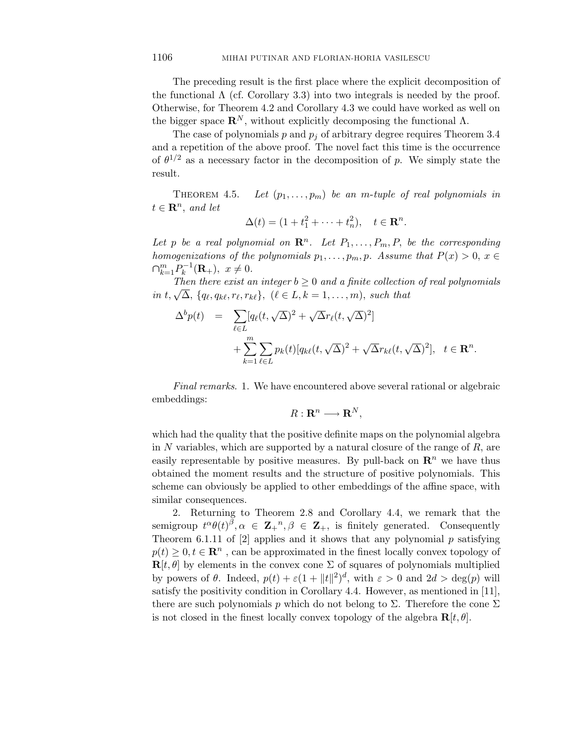The preceding result is the first place where the explicit decomposition of the functional $\Lambda$ (cf. Corollary 3.3) into two integrals is needed by the proof. Otherwise, for Theorem 4.2 and Corollary 4.3 we could have worked as well on the bigger space $\mathbf{R}^N$, without explicitly decomposing the functional $\Lambda$.

The case of polynomials $p$ and $p_j$ of arbitrary degree requires Theorem 3.4 and a repetition of the above proof. The novel fact this time is the occurrence of $\theta^{1/2}$ as a necessary factor in the decomposition of $p$. We simply state the result.

THEOREM 4.5. *Let $(p_1, \ldots, p_m)$ be an $m$-tuple of real polynomials in $t \in \mathbf{R}^n$, and let*

$$\Delta(t) = (1 + t_1^2 + \cdots + t_n^2), \quad t \in \mathbf{R}^n.$$

*Let $p$ be a real polynomial on $\mathbf{R}^n$. Let $P_1, \ldots, P_m, P$, be the corresponding homogenizations of the polynomials $p_1, \ldots, p_m, p$. Assume that $P(x) > 0$, $x \in \cap_{k=1}^m P_k^{-1}(\mathbf{R}_+)$, $x \neq 0$.*

*Then there exist an integer $b \geq 0$ and a finite collection of real polynomials in $t, \sqrt{\Delta}$, $\{q_\ell, q_{k\ell}, r_\ell, r_{k\ell}\}$, $(\ell \in L, k = 1, \ldots, m)$, such that*

$$\begin{aligned}
\Delta^b p(t) \quad &= \quad \sum_{\ell \in L} [q_\ell(t, \sqrt{\Delta})^2 + \sqrt{\Delta} r_\ell(t, \sqrt{\Delta})^2] \\
&\quad + \sum_{k=1}^m \sum_{\ell \in L} p_k(t) [q_{k\ell}(t, \sqrt{\Delta})^2 + \sqrt{\Delta} r_{k\ell}(t, \sqrt{\Delta})^2], \quad t \in \mathbf{R}^n.
\end{aligned}$$

*Final remarks.* 1. We have encountered above several rational or algebraic embeddings:

$$R : \mathbf{R}^n \longrightarrow \mathbf{R}^N,$$

which had the quality that the positive definite maps on the polynomial algebra in $N$ variables, which are supported by a natural closure of the range of $R$, are easily representable by positive measures. By pull-back on $\mathbf{R}^n$ we have thus obtained the moment results and the structure of positive polynomials. This scheme can obviously be applied to other embeddings of the affine space, with similar consequences.

2. Returning to Theorem 2.8 and Corollary 4.4, we remark that the semigroup $t^\alpha \theta(t)^\beta, \alpha \in \mathbf{Z}_+{}^n, \beta \in \mathbf{Z}_+$, is finitely generated. Consequently Theorem 6.1.11 of [2] applies and it shows that any polynomial $p$ satisfying $p(t) \geq 0, t \in \mathbf{R}^n$ , can be approximated in the finest locally convex topology of $\mathbf{R}[t, \theta]$ by elements in the convex cone $\Sigma$ of squares of polynomials multiplied by powers of $\theta$. Indeed, $p(t) + \varepsilon(1 + \|t\|^2)^d$, with $\varepsilon > 0$ and $2d > \deg(p)$ will satisfy the positivity condition in Corollary 4.4. However, as mentioned in [11], there are such polynomials $p$ which do not belong to $\Sigma$. Therefore the cone $\Sigma$ is not closed in the finest locally convex topology of the algebra $\mathbf{R}[t, \theta]$.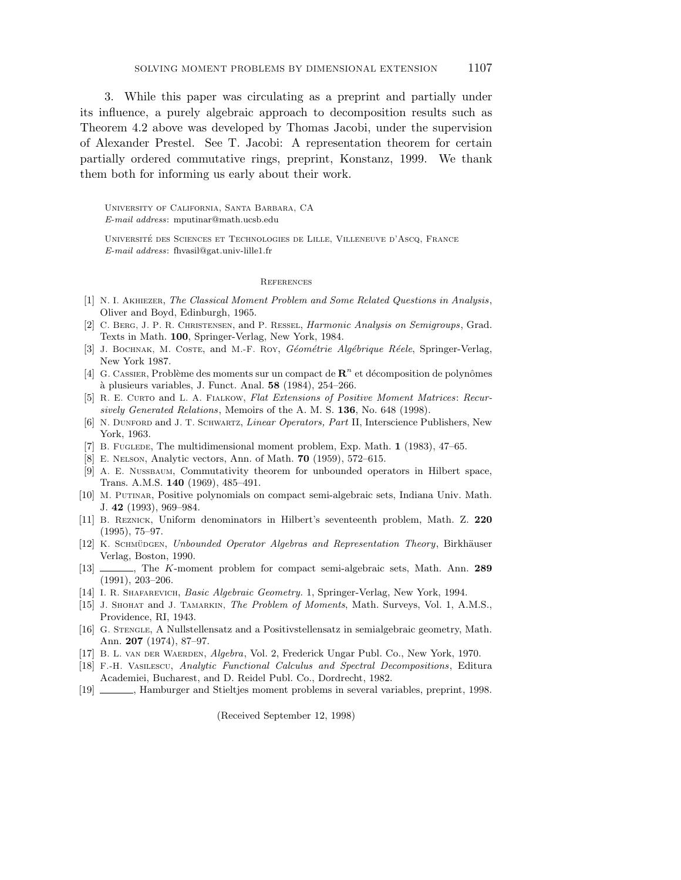3. While this paper was circulating as a preprint and partially under its influence, a purely algebraic approach to decomposition results such as Theorem 4.2 above was developed by Thomas Jacobi, under the supervision of Alexander Prestel. See T. Jacobi: A representation theorem for certain partially ordered commutative rings, preprint, Konstanz, 1999. We thank them both for informing us early about their work.

University of California, Santa Barbara, CA
*E-mail address*: mputinar@math.ucsb.edu

Université des Sciences et Technologies de Lille, Villeneuve d'Ascq, France
*E-mail address*: fhvasil@gat.univ-lille1.fr

## References

[1] N. I. Akhiezer, *The Classical Moment Problem and Some Related Questions in Analysis*, Oliver and Boyd, Edinburgh, 1965.

[2] C. Berg, J. P. R. Christensen, and P. Ressel, *Harmonic Analysis on Semigroups*, Grad. Texts in Math. **100**, Springer-Verlag, New York, 1984.

[3] J. Bochnak, M. Coste, and M.-F. Roy, *Géométrie Algébrique Réele*, Springer-Verlag, New York 1987.

[4] G. Cassier, Problème des moments sur un compact de $\mathbf{R}^n$ et décomposition de polynômes à plusieurs variables, J. Funct. Anal. **58** (1984), 254–266.

[5] R. E. Curto and L. A. Fialkow, *Flat Extensions of Positive Moment Matrices*: *Recursively Generated Relations*, Memoirs of the A. M. S. **136**, No. 648 (1998).

[6] N. Dunford and J. T. Schwartz, *Linear Operators, Part* II, Interscience Publishers, New York, 1963.

[7] B. Fuglede, The multidimensional moment problem, Exp. Math. **1** (1983), 47–65.

[8] E. Nelson, Analytic vectors, Ann. of Math. **70** (1959), 572–615.

[9] A. E. Nussbaum, Commutativity theorem for unbounded operators in Hilbert space, Trans. A.M.S. **140** (1969), 485–491.

[10] M. Putinar, Positive polynomials on compact semi-algebraic sets, Indiana Univ. Math. J. **42** (1993), 969–984.

[11] B. Reznick, Uniform denominators in Hilbert's seventeenth problem, Math. Z. **220** (1995), 75–97.

[12] K. Schmüdgen, *Unbounded Operator Algebras and Representation Theory*, Birkhäuser Verlag, Boston, 1990.

[13] ———, The $K$-moment problem for compact semi-algebraic sets, Math. Ann. **289** (1991), 203–206.

[14] I. R. Shafarevich, *Basic Algebraic Geometry.* 1, Springer-Verlag, New York, 1994.

[15] J. Shohat and J. Tamarkin, *The Problem of Moments*, Math. Surveys, Vol. 1, A.M.S., Providence, RI, 1943.

[16] G. Stengle, A Nullstellensatz and a Positivstellensatz in semialgebraic geometry, Math. Ann. **207** (1974), 87–97.

[17] B. L. van der Waerden, *Algebra*, Vol. 2, Frederick Ungar Publ. Co., New York, 1970.

[18] F.-H. Vasilescu, *Analytic Functional Calculus and Spectral Decompositions*, Editura Academiei, Bucharest, and D. Reidel Publ. Co., Dordrecht, 1982.

[19] ———, Hamburger and Stieltjes moment problems in several variables, preprint, 1998.

(Received September 12, 1998)